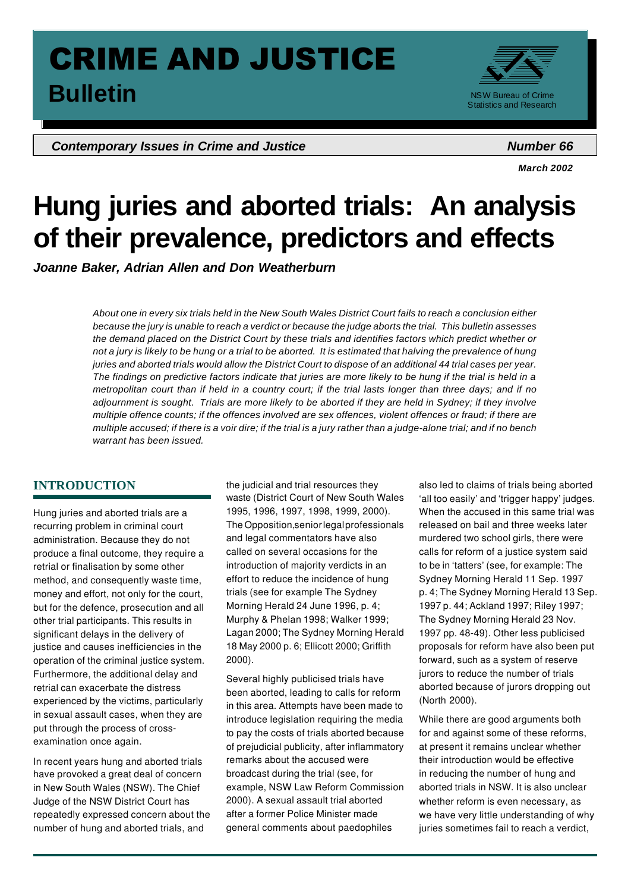# CRIME AND JUSTICE

**Bulletin**

NSW Bureau of Crime Statistics and Research

***Contemporary Issues in Crime and Justice*** **Number 66**

***March 2002***

# Hung juries and aborted trials: An analysis of their prevalence, predictors and effects

***Joanne Baker, Adrian Allen and Don Weatherburn***

*About one in every six trials held in the New South Wales District Court fails to reach a conclusion either because the jury is unable to reach a verdict or because the judge aborts the trial. This bulletin assesses the demand placed on the District Court by these trials and identifies factors which predict whether or not a jury is likely to be hung or a trial to be aborted. It is estimated that halving the prevalence of hung juries and aborted trials would allow the District Court to dispose of an additional 44 trial cases per year. The findings on predictive factors indicate that juries are more likely to be hung if the trial is held in a metropolitan court than if held in a country court; if the trial lasts longer than three days; and if no adjournment is sought. Trials are more likely to be aborted if they are held in Sydney; if they involve multiple offence counts; if the offences involved are sex offences, violent offences or fraud; if there are multiple accused; if there is a voir dire; if the trial is a jury rather than a judge-alone trial; and if no bench warrant has been issued.*

## INTRODUCTION

Hung juries and aborted trials are a recurring problem in criminal court administration. Because they do not produce a final outcome, they require a retrial or finalisation by some other method, and consequently waste time, money and effort, not only for the court, but for the defence, prosecution and all other trial participants. This results in significant delays in the delivery of justice and causes inefficiencies in the operation of the criminal justice system. Furthermore, the additional delay and retrial can exacerbate the distress experienced by the victims, particularly in sexual assault cases, when they are put through the process of cross-examination once again.

In recent years hung and aborted trials have provoked a great deal of concern in New South Wales (NSW). The Chief Judge of the NSW District Court has repeatedly expressed concern about the number of hung and aborted trials, and the judicial and trial resources they waste (District Court of New South Wales 1995, 1996, 1997, 1998, 1999, 2000). The Opposition, senior legal professionals and legal commentators have also called on several occasions for the introduction of majority verdicts in an effort to reduce the incidence of hung trials (see for example The Sydney Morning Herald 24 June 1996, p. 4; Murphy & Phelan 1998; Walker 1999; Lagan 2000; The Sydney Morning Herald 18 May 2000 p. 6; Ellicott 2000; Griffith 2000).

Several highly publicised trials have been aborted, leading to calls for reform in this area. Attempts have been made to introduce legislation requiring the media to pay the costs of trials aborted because of prejudicial publicity, after inflammatory remarks about the accused were broadcast during the trial (see, for example, NSW Law Reform Commission 2000). A sexual assault trial aborted after a former Police Minister made general comments about paedophiles also led to claims of trials being aborted 'all too easily' and 'trigger happy' judges. When the accused in this same trial was released on bail and three weeks later murdered two school girls, there were calls for reform of a justice system said to be in 'tatters' (see, for example: The Sydney Morning Herald 11 Sep. 1997 p. 4; The Sydney Morning Herald 13 Sep. 1997 p. 44; Ackland 1997; Riley 1997; The Sydney Morning Herald 23 Nov. 1997 pp. 48-49). Other less publicised proposals for reform have also been put forward, such as a system of reserve jurors to reduce the number of trials aborted because of jurors dropping out (North 2000).

While there are good arguments both for and against some of these reforms, at present it remains unclear whether their introduction would be effective in reducing the number of hung and aborted trials in NSW. It is also unclear whether reform is even necessary, as we have very little understanding of why juries sometimes fail to reach a verdict,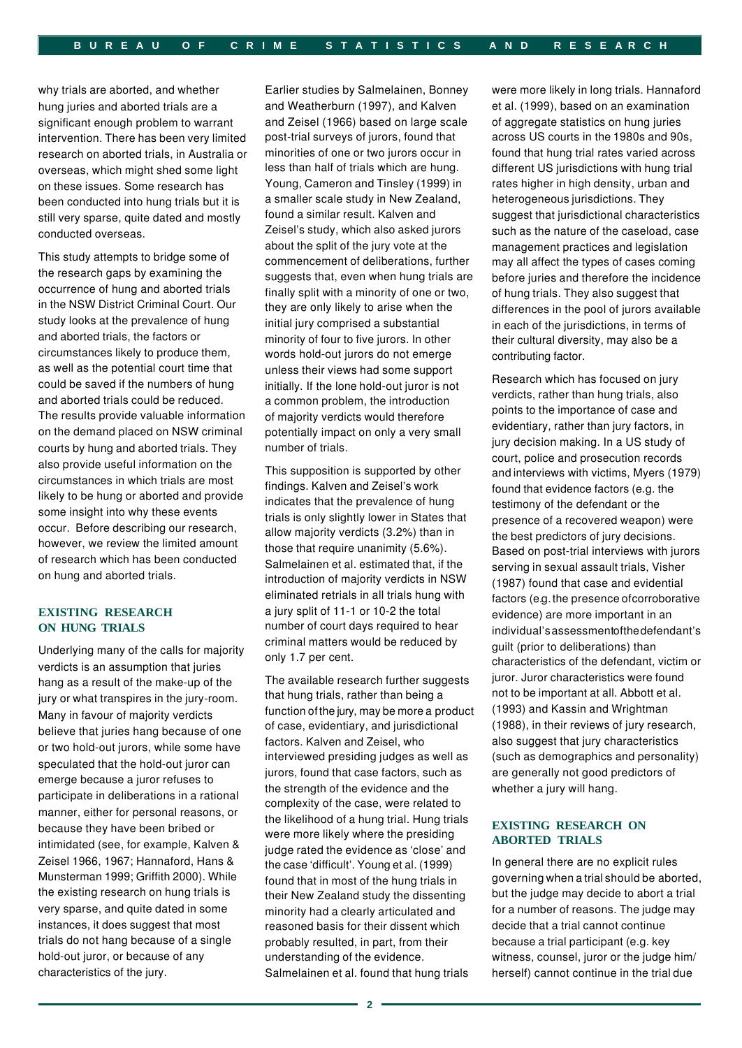why trials are aborted, and whether hung juries and aborted trials are a significant enough problem to warrant intervention. There has been very limited research on aborted trials, in Australia or overseas, which might shed some light on these issues. Some research has been conducted into hung trials but it is still very sparse, quite dated and mostly conducted overseas.

This study attempts to bridge some of the research gaps by examining the occurrence of hung and aborted trials in the NSW District Criminal Court. Our study looks at the prevalence of hung and aborted trials, the factors or circumstances likely to produce them, as well as the potential court time that could be saved if the numbers of hung and aborted trials could be reduced. The results provide valuable information on the demand placed on NSW criminal courts by hung and aborted trials. They also provide useful information on the circumstances in which trials are most likely to be hung or aborted and provide some insight into why these events occur. Before describing our research, however, we review the limited amount of research which has been conducted on hung and aborted trials.

## EXISTING RESEARCH ON HUNG TRIALS

Underlying many of the calls for majority verdicts is an assumption that juries hang as a result of the make-up of the jury or what transpires in the jury-room. Many in favour of majority verdicts believe that juries hang because of one or two hold-out jurors, while some have speculated that the hold-out juror can emerge because a juror refuses to participate in deliberations in a rational manner, either for personal reasons, or because they have been bribed or intimidated (see, for example, Kalven & Zeisel 1966, 1967; Hannaford, Hans & Munsterman 1999; Griffith 2000). While the existing research on hung trials is very sparse, and quite dated in some instances, it does suggest that most trials do not hang because of a single hold-out juror, or because of any characteristics of the jury.

Earlier studies by Salmelainen, Bonney and Weatherburn (1997), and Kalven and Zeisel (1966) based on large scale post-trial surveys of jurors, found that minorities of one or two jurors occur in less than half of trials which are hung. Young, Cameron and Tinsley (1999) in a smaller scale study in New Zealand, found a similar result. Kalven and Zeisel's study, which also asked jurors about the split of the jury vote at the commencement of deliberations, further suggests that, even when hung trials are finally split with a minority of one or two, they are only likely to arise when the initial jury comprised a substantial minority of four to five jurors. In other words hold-out jurors do not emerge unless their views had some support initially. If the lone hold-out juror is not a common problem, the introduction of majority verdicts would therefore potentially impact on only a very small number of trials.

This supposition is supported by other findings. Kalven and Zeisel's work indicates that the prevalence of hung trials is only slightly lower in States that allow majority verdicts (3.2%) than in those that require unanimity (5.6%). Salmelainen et al. estimated that, if the introduction of majority verdicts in NSW eliminated retrials in all trials hung with a jury split of 11-1 or 10-2 the total number of court days required to hear criminal matters would be reduced by only 1.7 per cent.

The available research further suggests that hung trials, rather than being a function of the jury, may be more a product of case, evidentiary, and jurisdictional factors. Kalven and Zeisel, who interviewed presiding judges as well as jurors, found that case factors, such as the strength of the evidence and the complexity of the case, were related to the likelihood of a hung trial. Hung trials were more likely where the presiding judge rated the evidence as 'close' and the case 'difficult'. Young et al. (1999) found that in most of the hung trials in their New Zealand study the dissenting minority had a clearly articulated and reasoned basis for their dissent which probably resulted, in part, from their understanding of the evidence. Salmelainen et al. found that hung trials were more likely in long trials. Hannaford et al. (1999), based on an examination of aggregate statistics on hung juries across US courts in the 1980s and 90s, found that hung trial rates varied across different US jurisdictions with hung trial rates higher in high density, urban and heterogeneous jurisdictions. They suggest that jurisdictional characteristics such as the nature of the caseload, case management practices and legislation may all affect the types of cases coming before juries and therefore the incidence of hung trials. They also suggest that differences in the pool of jurors available in each of the jurisdictions, in terms of their cultural diversity, may also be a contributing factor.

Research which has focused on jury verdicts, rather than hung trials, also points to the importance of case and evidentiary, rather than jury factors, in jury decision making. In a US study of court, police and prosecution records and interviews with victims, Myers (1979) found that evidence factors (e.g. the testimony of the defendant or the presence of a recovered weapon) were the best predictors of jury decisions. Based on post-trial interviews with jurors serving in sexual assault trials, Visher (1987) found that case and evidential factors (e.g. the presence of corroborative evidence) are more important in an individual's assessment of the defendant's guilt (prior to deliberations) than characteristics of the defendant, victim or juror. Juror characteristics were found not to be important at all. Abbott et al. (1993) and Kassin and Wrightman (1988), in their reviews of jury research, also suggest that jury characteristics (such as demographics and personality) are generally not good predictors of whether a jury will hang.

## EXISTING RESEARCH ON ABORTED TRIALS

In general there are no explicit rules governing when a trial should be aborted, but the judge may decide to abort a trial for a number of reasons. The judge may decide that a trial cannot continue because a trial participant (e.g. key witness, counsel, juror or the judge him/herself) cannot continue in the trial due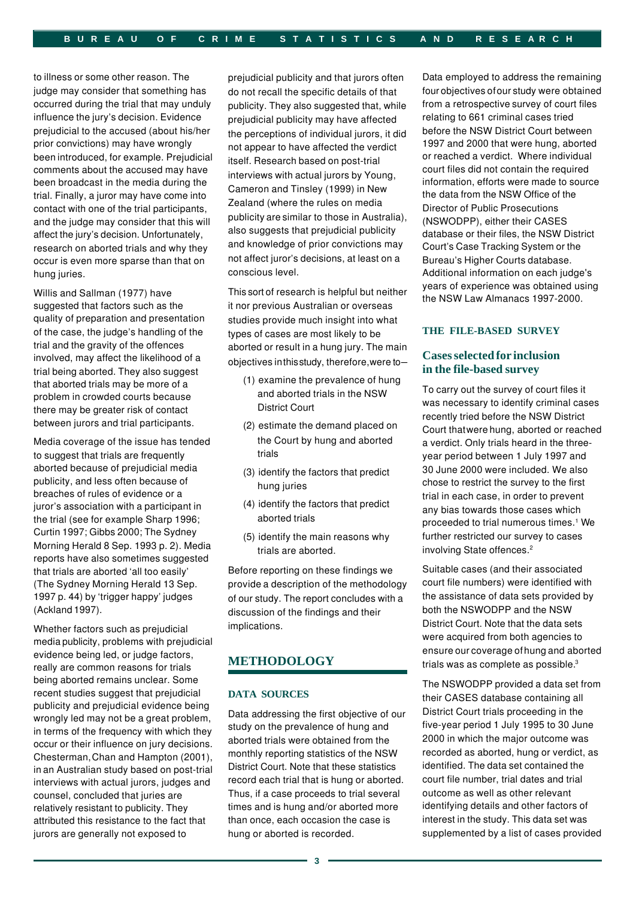to illness or some other reason. The judge may consider that something has occurred during the trial that may unduly influence the jury's decision. Evidence prejudicial to the accused (about his/her prior convictions) may have wrongly been introduced, for example. Prejudicial comments about the accused may have been broadcast in the media during the trial. Finally, a juror may have come into contact with one of the trial participants, and the judge may consider that this will affect the jury's decision. Unfortunately, research on aborted trials and why they occur is even more sparse than that on hung juries.

Willis and Sallman (1977) have suggested that factors such as the quality of preparation and presentation of the case, the judge's handling of the trial and the gravity of the offences involved, may affect the likelihood of a trial being aborted. They also suggest that aborted trials may be more of a problem in crowded courts because there may be greater risk of contact between jurors and trial participants.

Media coverage of the issue has tended to suggest that trials are frequently aborted because of prejudicial media publicity, and less often because of breaches of rules of evidence or a juror's association with a participant in the trial (see for example Sharp 1996; Curtin 1997; Gibbs 2000; The Sydney Morning Herald 8 Sep. 1993 p. 2). Media reports have also sometimes suggested that trials are aborted 'all too easily' (The Sydney Morning Herald 13 Sep. 1997 p. 44) by 'trigger happy' judges (Ackland 1997).

Whether factors such as prejudicial media publicity, problems with prejudicial evidence being led, or judge factors, really are common reasons for trials being aborted remains unclear. Some recent studies suggest that prejudicial publicity and prejudicial evidence being wrongly led may not be a great problem, in terms of the frequency with which they occur or their influence on jury decisions. Chesterman, Chan and Hampton (2001), in an Australian study based on post-trial interviews with actual jurors, judges and counsel, concluded that juries are relatively resistant to publicity. They attributed this resistance to the fact that jurors are generally not exposed to prejudicial publicity and that jurors often do not recall the specific details of that publicity. They also suggested that, while prejudicial publicity may have affected the perceptions of individual jurors, it did not appear to have affected the verdict itself. Research based on post-trial interviews with actual jurors by Young, Cameron and Tinsley (1999) in New Zealand (where the rules on media publicity are similar to those in Australia), also suggests that prejudicial publicity and knowledge of prior convictions may not affect juror's decisions, at least on a conscious level.

This sort of research is helpful but neither it nor previous Australian or overseas studies provide much insight into what types of cases are most likely to be aborted or result in a hung jury. The main objectives in this study, therefore, were to–

(1) examine the prevalence of hung and aborted trials in the NSW District Court

(2) estimate the demand placed on the Court by hung and aborted trials

(3) identify the factors that predict hung juries

(4) identify the factors that predict aborted trials

(5) identify the main reasons why trials are aborted.

Before reporting on these findings we provide a description of the methodology of our study. The report concludes with a discussion of the findings and their implications.

## METHODOLOGY

### DATA SOURCES

Data addressing the first objective of our study on the prevalence of hung and aborted trials were obtained from the monthly reporting statistics of the NSW District Court. Note that these statistics record each trial that is hung or aborted. Thus, if a case proceeds to trial several times and is hung and/or aborted more than once, each occasion the case is hung or aborted is recorded.

Data employed to address the remaining four objectives of our study were obtained from a retrospective survey of court files relating to 661 criminal cases tried before the NSW District Court between 1997 and 2000 that were hung, aborted or reached a verdict. Where individual court files did not contain the required information, efforts were made to source the data from the NSW Office of the Director of Public Prosecutions (NSWODPP), either their CASES database or their files, the NSW District Court's Case Tracking System or the Bureau's Higher Courts database. Additional information on each judge's years of experience was obtained using the NSW Law Almanacs 1997-2000.

### THE FILE-BASED SURVEY

#### Cases selected for inclusion in the file-based survey

To carry out the survey of court files it was necessary to identify criminal cases recently tried before the NSW District Court that were hung, aborted or reached a verdict. Only trials heard in the three-year period between 1 July 1997 and 30 June 2000 were included. We also chose to restrict the survey to the first trial in each case, in order to prevent any bias towards those cases which proceeded to trial numerous times.[1] We further restricted our survey to cases involving State offences.[2]

Suitable cases (and their associated court file numbers) were identified with the assistance of data sets provided by both the NSWODPP and the NSW District Court. Note that the data sets were acquired from both agencies to ensure our coverage of hung and aborted trials was as complete as possible.[3]

The NSWODPP provided a data set from their CASES database containing all District Court trials proceeding in the five-year period 1 July 1995 to 30 June 2000 in which the major outcome was recorded as aborted, hung or verdict, as identified. The data set contained the court file number, trial dates and trial outcome as well as other relevant identifying details and other factors of interest in the study. This data set was supplemented by a list of cases provided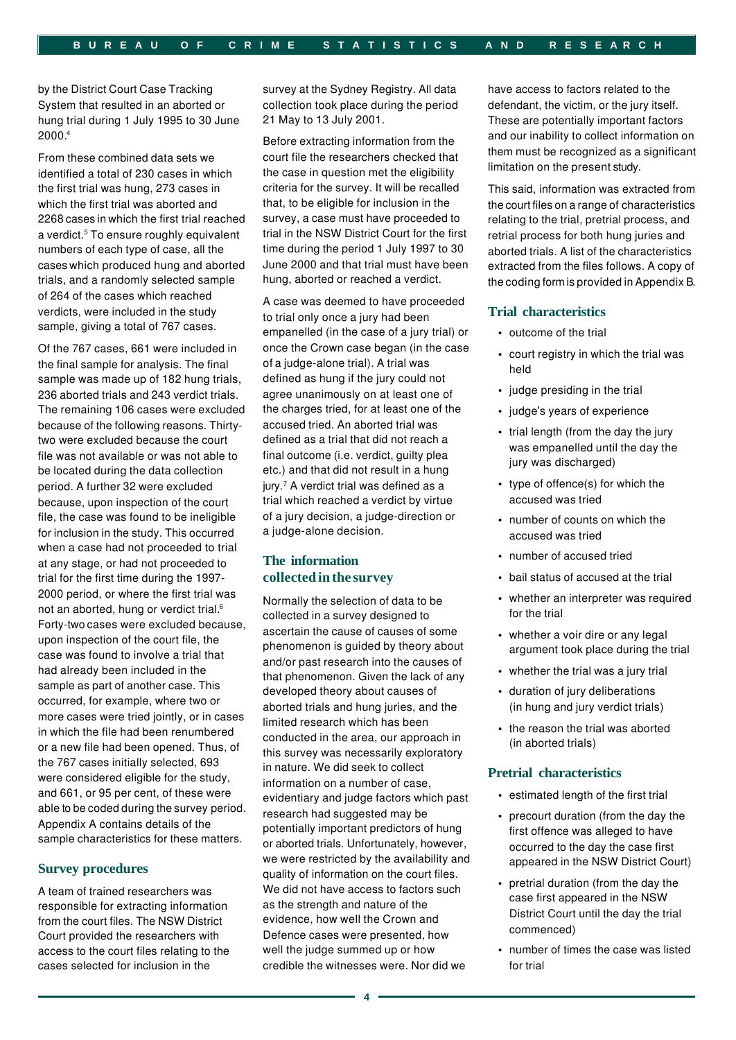by the District Court Case Tracking System that resulted in an aborted or hung trial during 1 July 1995 to 30 June 2000.[4]

From these combined data sets we identified a total of 230 cases in which the first trial was hung, 273 cases in which the first trial was aborted and 2268 cases in which the first trial reached a verdict.[5] To ensure roughly equivalent numbers of each type of case, all the cases which produced hung and aborted trials, and a randomly selected sample of 264 of the cases which reached verdicts, were included in the study sample, giving a total of 767 cases.

Of the 767 cases, 661 were included in the final sample for analysis. The final sample was made up of 182 hung trials, 236 aborted trials and 243 verdict trials. The remaining 106 cases were excluded because of the following reasons. Thirty-two were excluded because the court file was not available or was not able to be located during the data collection period. A further 32 were excluded because, upon inspection of the court file, the case was found to be ineligible for inclusion in the study. This occurred when a case had not proceeded to trial at any stage, or had not proceeded to trial for the first time during the 1997-2000 period, or where the first trial was not an aborted, hung or verdict trial.[6] Forty-two cases were excluded because, upon inspection of the court file, the case was found to involve a trial that had already been included in the sample as part of another case. This occurred, for example, where two or more cases were tried jointly, or in cases in which the file had been renumbered or a new file had been opened. Thus, of the 767 cases initially selected, 693 were considered eligible for the study, and 661, or 95 per cent, of these were able to be coded during the survey period. Appendix A contains details of the sample characteristics for these matters.

## Survey procedures

A team of trained researchers was responsible for extracting information from the court files. The NSW District Court provided the researchers with access to the court files relating to the cases selected for inclusion in the survey at the Sydney Registry. All data collection took place during the period 21 May to 13 July 2001.

Before extracting information from the court file the researchers checked that the case in question met the eligibility criteria for the survey. It will be recalled that, to be eligible for inclusion in the survey, a case must have proceeded to trial in the NSW District Court for the first time during the period 1 July 1997 to 30 June 2000 and that trial must have been hung, aborted or reached a verdict.

A case was deemed to have proceeded to trial only once a jury had been empanelled (in the case of a jury trial) or once the Crown case began (in the case of a judge-alone trial). A trial was defined as hung if the jury could not agree unanimously on at least one of the charges tried, for at least one of the accused tried. An aborted trial was defined as a trial that did not reach a final outcome (i.e. verdict, guilty plea etc.) and that did not result in a hung jury.[7] A verdict trial was defined as a trial which reached a verdict by virtue of a jury decision, a judge-direction or a judge-alone decision.

## The information collected in the survey

Normally the selection of data to be collected in a survey designed to ascertain the cause of causes of some phenomenon is guided by theory about and/or past research into the causes of that phenomenon. Given the lack of any developed theory about causes of aborted trials and hung juries, and the limited research which has been conducted in the area, our approach in this survey was necessarily exploratory in nature. We did seek to collect information on a number of case, evidentiary and judge factors which past research had suggested may be potentially important predictors of hung or aborted trials. Unfortunately, however, we were restricted by the availability and quality of information on the court files. We did not have access to factors such as the strength and nature of the evidence, how well the Crown and Defence cases were presented, how well the judge summed up or how credible the witnesses were. Nor did we have access to factors related to the defendant, the victim, or the jury itself. These are potentially important factors and our inability to collect information on them must be recognized as a significant limitation on the present study.

This said, information was extracted from the court files on a range of characteristics relating to the trial, pretrial process, and retrial process for both hung juries and aborted trials. A list of the characteristics extracted from the files follows. A copy of the coding form is provided in Appendix B.

### Trial characteristics

- outcome of the trial
- court registry in which the trial was held
- judge presiding in the trial
- judge's years of experience
- trial length (from the day the jury was empanelled until the day the jury was discharged)
- type of offence(s) for which the accused was tried
- number of counts on which the accused was tried
- number of accused tried
- bail status of accused at the trial
- whether an interpreter was required for the trial
- whether a voir dire or any legal argument took place during the trial
- whether the trial was a jury trial
- duration of jury deliberations (in hung and jury verdict trials)
- the reason the trial was aborted (in aborted trials)

### Pretrial characteristics

- estimated length of the first trial
- precourt duration (from the day the first offence was alleged to have occurred to the day the case first appeared in the NSW District Court)
- pretrial duration (from the day the case first appeared in the NSW District Court until the day the trial commenced)
- number of times the case was listed for trial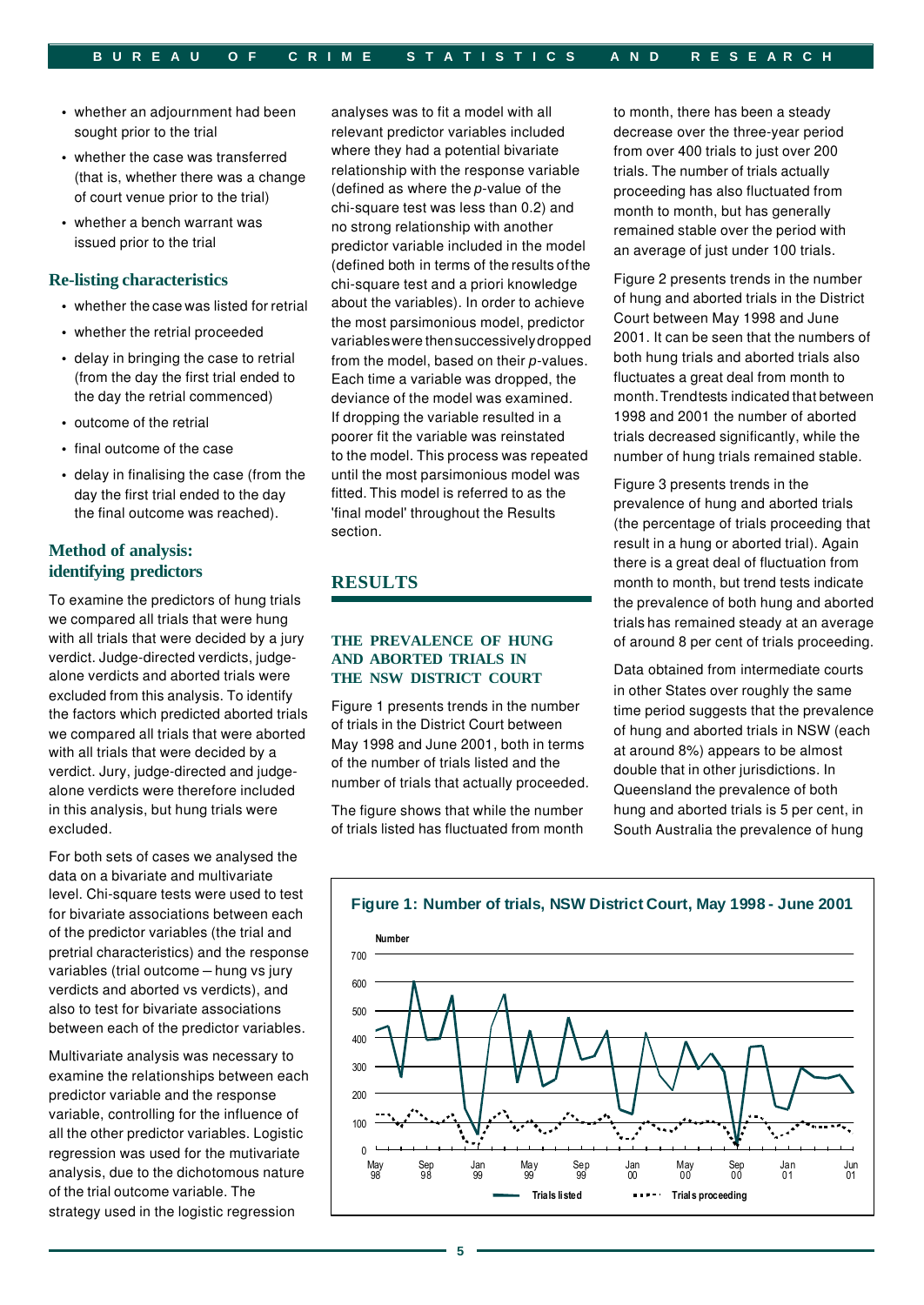- whether an adjournment had been sought prior to the trial
- whether the case was transferred (that is, whether there was a change of court venue prior to the trial)
- whether a bench warrant was issued prior to the trial

### Re-listing characteristics

- whether the case was listed for retrial
- whether the retrial proceeded
- delay in bringing the case to retrial (from the day the first trial ended to the day the retrial commenced)
- outcome of the retrial
- final outcome of the case
- delay in finalising the case (from the day the first trial ended to the day the final outcome was reached).

### Method of analysis: identifying predictors

To examine the predictors of hung trials we compared all trials that were hung with all trials that were decided by a jury verdict. Judge-directed verdicts, judge-alone verdicts and aborted trials were excluded from this analysis. To identify the factors which predicted aborted trials we compared all trials that were aborted with all trials that were decided by a verdict. Jury, judge-directed and judge-alone verdicts were therefore included in this analysis, but hung trials were excluded.

For both sets of cases we analysed the data on a bivariate and multivariate level. Chi-square tests were used to test for bivariate associations between each of the predictor variables (the trial and pretrial characteristics) and the response variables (trial outcome – hung vs jury verdicts and aborted vs verdicts), and also to test for bivariate associations between each of the predictor variables.

Multivariate analysis was necessary to examine the relationships between each predictor variable and the response variable, controlling for the influence of all the other predictor variables. Logistic regression was used for the mutivariate analysis, due to the dichotomous nature of the trial outcome variable. The strategy used in the logistic regression analyses was to fit a model with all relevant predictor variables included where they had a potential bivariate relationship with the response variable (defined as where the *p*-value of the chi-square test was less than 0.2) and no strong relationship with another predictor variable included in the model (defined both in terms of the results of the chi-square test and a priori knowledge about the variables). In order to achieve the most parsimonious model, predictor variables were then successively dropped from the model, based on their *p*-values. Each time a variable was dropped, the deviance of the model was examined. If dropping the variable resulted in a poorer fit the variable was reinstated to the model. This process was repeated until the most parsimonious model was fitted. This model is referred to as the 'final model' throughout the Results section.

## RESULTS

### THE PREVALENCE OF HUNG AND ABORTED TRIALS IN THE NSW DISTRICT COURT

Figure 1 presents trends in the number of trials in the District Court between May 1998 and June 2001, both in terms of the number of trials listed and the number of trials that actually proceeded.

The figure shows that while the number of trials listed has fluctuated from month to month, there has been a steady decrease over the three-year period from over 400 trials to just over 200 trials. The number of trials actually proceeding has also fluctuated from month to month, but has generally remained stable over the period with an average of just under 100 trials.

Figure 2 presents trends in the number of hung and aborted trials in the District Court between May 1998 and June 2001. It can be seen that the numbers of both hung trials and aborted trials also fluctuates a great deal from month to month. Trend tests indicated that between 1998 and 2001 the number of aborted trials decreased significantly, while the number of hung trials remained stable.

Figure 3 presents trends in the prevalence of hung and aborted trials (the percentage of trials proceeding that result in a hung or aborted trial). Again there is a great deal of fluctuation from month to month, but trend tests indicate the prevalence of both hung and aborted trials has remained steady at an average of around 8 per cent of trials proceeding.

Data obtained from intermediate courts in other States over roughly the same time period suggests that the prevalence of hung and aborted trials in NSW (each at around 8%) appears to be almost double that in other jurisdictions. In Queensland the prevalence of both hung and aborted trials is 5 per cent, in South Australia the prevalence of hung

**Figure 1: Number of trials, NSW District Court, May 1998 - June 2001**

Number (0–700); x-axis: May 98, Sep 98, Jan 99, May 99, Sep 99, Jan 00, May 00, Sep 00, Jan 01, Jun 01

Legend: Trials listed; Trials proceeding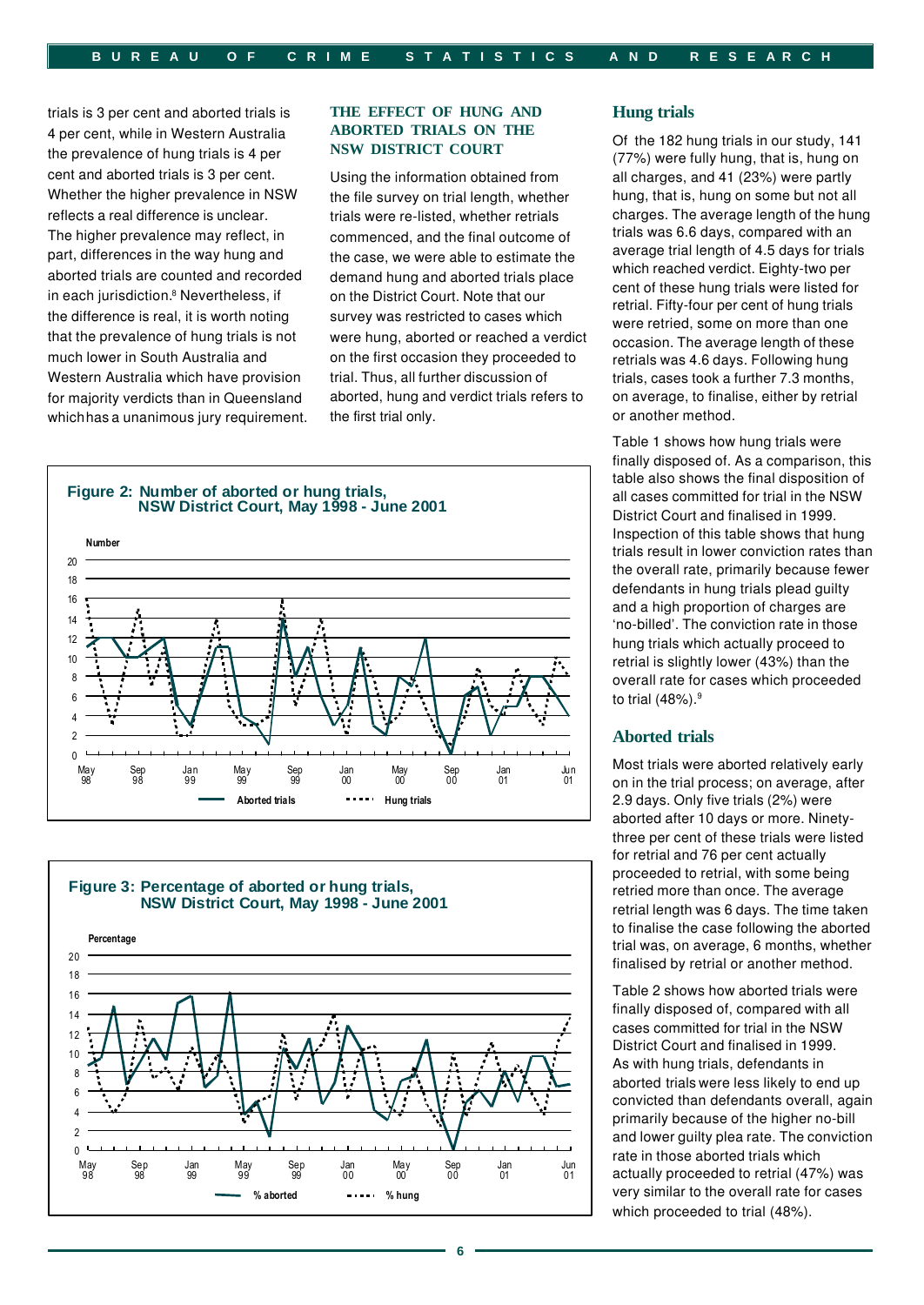trials is 3 per cent and aborted trials is 4 per cent, while in Western Australia the prevalence of hung trials is 4 per cent and aborted trials is 3 per cent. Whether the higher prevalence in NSW reflects a real difference is unclear. The higher prevalence may reflect, in part, differences in the way hung and aborted trials are counted and recorded in each jurisdiction.[8] Nevertheless, if the difference is real, it is worth noting that the prevalence of hung trials is not much lower in South Australia and Western Australia which have provision for majority verdicts than in Queensland which has a unanimous jury requirement.

### THE EFFECT OF HUNG AND ABORTED TRIALS ON THE NSW DISTRICT COURT

Using the information obtained from the file survey on trial length, whether trials were re-listed, whether retrials commenced, and the final outcome of the case, we were able to estimate the demand hung and aborted trials place on the District Court. Note that our survey was restricted to cases which were hung, aborted or reached a verdict on the first occasion they proceeded to trial. Thus, all further discussion of aborted, hung and verdict trials refers to the first trial only.

**Figure 2: Number of aborted or hung trials, NSW District Court, May 1998 - June 2001**

**Figure 3: Percentage of aborted or hung trials, NSW District Court, May 1998 - June 2001**

### Hung trials

Of the 182 hung trials in our study, 141 (77%) were fully hung, that is, hung on all charges, and 41 (23%) were partly hung, that is, hung on some but not all charges. The average length of the hung trials was 6.6 days, compared with an average trial length of 4.5 days for trials which reached verdict. Eighty-two per cent of these hung trials were listed for retrial. Fifty-four per cent of hung trials were retried, some on more than one occasion. The average length of these retrials was 4.6 days. Following hung trials, cases took a further 7.3 months, on average, to finalise, either by retrial or another method.

Table 1 shows how hung trials were finally disposed of. As a comparison, this table also shows the final disposition of all cases committed for trial in the NSW District Court and finalised in 1999. Inspection of this table shows that hung trials result in lower conviction rates than the overall rate, primarily because fewer defendants in hung trials plead guilty and a high proportion of charges are 'no-billed'. The conviction rate in those hung trials which actually proceed to retrial is slightly lower (43%) than the overall rate for cases which proceeded to trial (48%).[9]

### Aborted trials

Most trials were aborted relatively early on in the trial process; on average, after 2.9 days. Only five trials (2%) were aborted after 10 days or more. Ninety-three per cent of these trials were listed for retrial and 76 per cent actually proceeded to retrial, with some being retried more than once. The average retrial length was 6 days. The time taken to finalise the case following the aborted trial was, on average, 6 months, whether finalised by retrial or another method.

Table 2 shows how aborted trials were finally disposed of, compared with all cases committed for trial in the NSW District Court and finalised in 1999. As with hung trials, defendants in aborted trials were less likely to end up convicted than defendants overall, again primarily because of the higher no-bill and lower guilty plea rate. The conviction rate in those aborted trials which actually proceeded to retrial (47%) was very similar to the overall rate for cases which proceeded to trial (48%).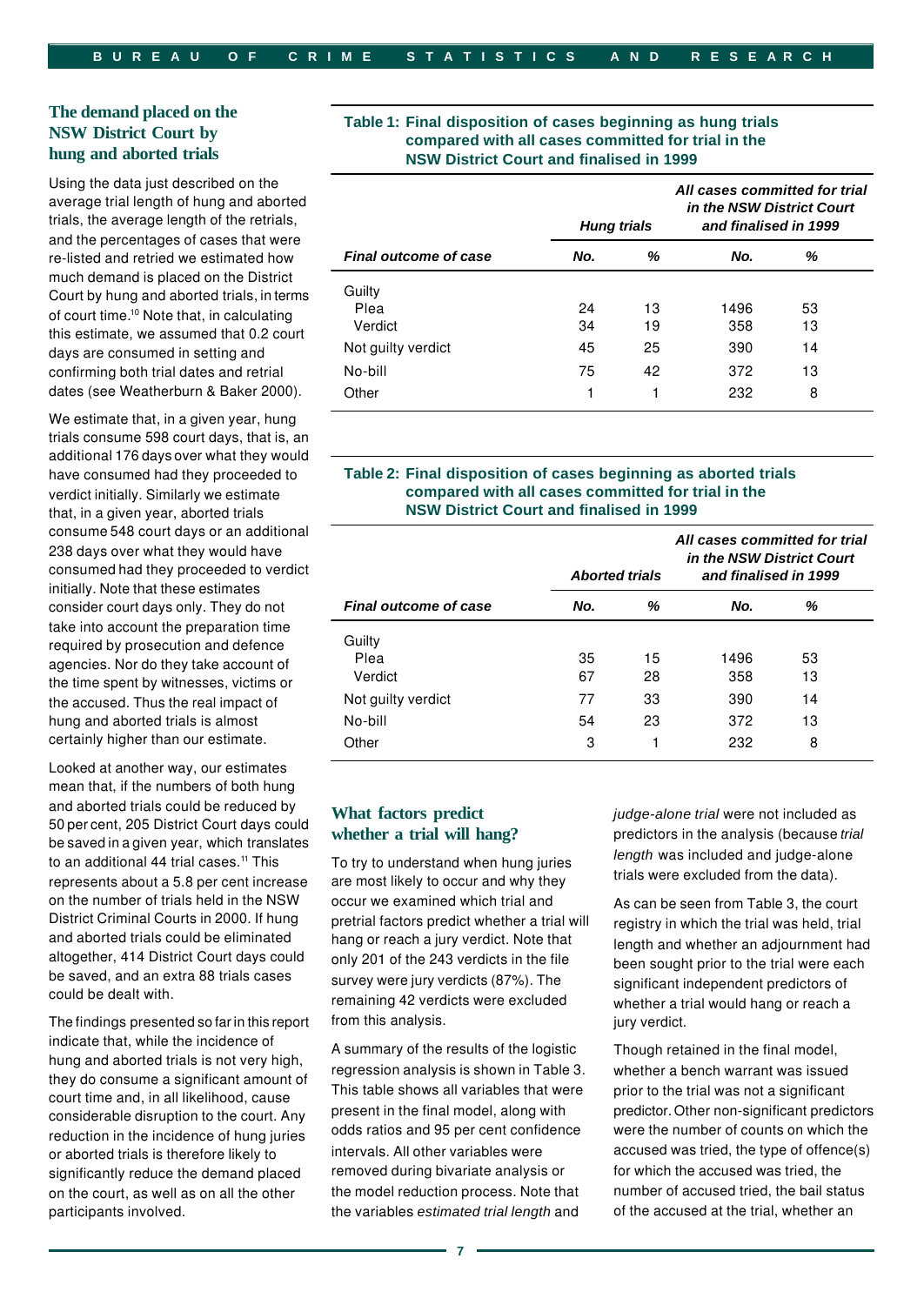## The demand placed on the NSW District Court by hung and aborted trials

Using the data just described on the average trial length of hung and aborted trials, the average length of the retrials, and the percentages of cases that were re-listed and retried we estimated how much demand is placed on the District Court by hung and aborted trials, in terms of court time.[10] Note that, in calculating this estimate, we assumed that 0.2 court days are consumed in setting and confirming both trial dates and retrial dates (see Weatherburn & Baker 2000).

We estimate that, in a given year, hung trials consume 598 court days, that is, an additional 176 days over what they would have consumed had they proceeded to verdict initially. Similarly we estimate that, in a given year, aborted trials consume 548 court days or an additional 238 days over what they would have consumed had they proceeded to verdict initially. Note that these estimates consider court days only. They do not take into account the preparation time required by prosecution and defence agencies. Nor do they take account of the time spent by witnesses, victims or the accused. Thus the real impact of hung and aborted trials is almost certainly higher than our estimate.

Looked at another way, our estimates mean that, if the numbers of both hung and aborted trials could be reduced by 50 per cent, 205 District Court days could be saved in a given year, which translates to an additional 44 trial cases.[11] This represents about a 5.8 per cent increase on the number of trials held in the NSW District Criminal Courts in 2000. If hung and aborted trials could be eliminated altogether, 414 District Court days could be saved, and an extra 88 trials cases could be dealt with.

The findings presented so far in this report indicate that, while the incidence of hung and aborted trials is not very high, they do consume a significant amount of court time and, in all likelihood, cause considerable disruption to the court. Any reduction in the incidence of hung juries or aborted trials is therefore likely to significantly reduce the demand placed on the court, as well as on all the other participants involved.

**Table 1: Final disposition of cases beginning as hung trials compared with all cases committed for trial in the NSW District Court and finalised in 1999**

| | *Hung trials* | | *All cases committed for trial in the NSW District Court and finalised in 1999* | |
|---|---|---|---|---|
| ***Final outcome of case*** | ***No.*** | ***%*** | ***No.*** | ***%*** |
| Guilty | | | | |
| Plea | 24 | 13 | 1496 | 53 |
| Verdict | 34 | 19 | 358 | 13 |
| Not guilty verdict | 45 | 25 | 390 | 14 |
| No-bill | 75 | 42 | 372 | 13 |
| Other | 1 | 1 | 232 | 8 |

**Table 2: Final disposition of cases beginning as aborted trials compared with all cases committed for trial in the NSW District Court and finalised in 1999**

| | *Aborted trials* | | *All cases committed for trial in the NSW District Court and finalised in 1999* | |
|---|---|---|---|---|
| ***Final outcome of case*** | ***No.*** | ***%*** | ***No.*** | ***%*** |
| Guilty | | | | |
| Plea | 35 | 15 | 1496 | 53 |
| Verdict | 67 | 28 | 358 | 13 |
| Not guilty verdict | 77 | 33 | 390 | 14 |
| No-bill | 54 | 23 | 372 | 13 |
| Other | 3 | 1 | 232 | 8 |

## What factors predict whether a trial will hang?

To try to understand when hung juries are most likely to occur and why they occur we examined which trial and pretrial factors predict whether a trial will hang or reach a jury verdict. Note that only 201 of the 243 verdicts in the file survey were jury verdicts (87%). The remaining 42 verdicts were excluded from this analysis.

A summary of the results of the logistic regression analysis is shown in Table 3. This table shows all variables that were present in the final model, along with odds ratios and 95 per cent confidence intervals. All other variables were removed during bivariate analysis or the model reduction process. Note that the variables *estimated trial length* and *judge-alone trial* were not included as predictors in the analysis (because *trial length* was included and judge-alone trials were excluded from the data).

As can be seen from Table 3, the court registry in which the trial was held, trial length and whether an adjournment had been sought prior to the trial were each significant independent predictors of whether a trial would hang or reach a jury verdict.

Though retained in the final model, whether a bench warrant was issued prior to the trial was not a significant predictor. Other non-significant predictors were the number of counts on which the accused was tried, the type of offence(s) for which the accused was tried, the number of accused tried, the bail status of the accused at the trial, whether an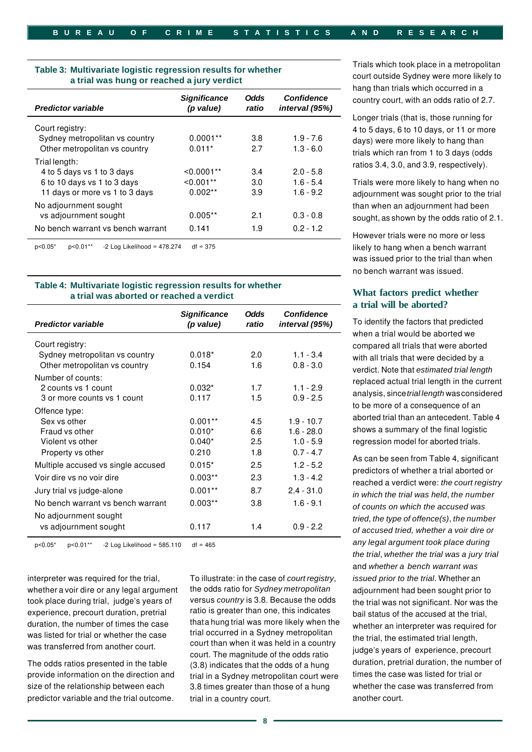**Table 3: Multivariate logistic regression results for whether a trial was hung or reached a jury verdict**

| *Predictor variable* | *Significance (p value)* | *Odds ratio* | *Confidence interval (95%)* |
|---|---|---|---|
| Court registry: | | | |
| Sydney metropolitan vs country | 0.0001** | 3.8 | 1.9 - 7.6 |
| Other metropolitan vs country | 0.011* | 2.7 | 1.3 - 6.0 |
| Trial length: | | | |
| 4 to 5 days vs 1 to 3 days | <0.0001** | 3.4 | 2.0 - 5.8 |
| 6 to 10 days vs 1 to 3 days | <0.001** | 3.0 | 1.6 - 5.4 |
| 11 days or more vs 1 to 3 days | 0.002** | 3.9 | 1.6 - 9.2 |
| No adjournment sought vs adjournment sought | 0.005** | 2.1 | 0.3 - 0.8 |
| No bench warrant vs bench warrant | 0.141 | 1.9 | 0.2 - 1.2 |

p<0.05*   p<0.01**   -2 Log Likelihood = 478.274   df = 375

**Table 4: Multivariate logistic regression results for whether a trial was aborted or reached a verdict**

| *Predictor variable* | *Significance (p value)* | *Odds ratio* | *Confidence interval (95%)* |
|---|---|---|---|
| Court registry: | | | |
| Sydney metropolitan vs country | 0.018* | 2.0 | 1.1 - 3.4 |
| Other metropolitan vs country | 0.154 | 1.6 | 0.8 - 3.0 |
| Number of counts: | | | |
| 2 counts vs 1 count | 0.032* | 1.7 | 1.1 - 2.9 |
| 3 or more counts vs 1 count | 0.117 | 1.5 | 0.9 - 2.5 |
| Offence type: | | | |
| Sex vs other | 0.001** | 4.5 | 1.9 - 10.7 |
| Fraud vs other | 0.010* | 6.6 | 1.6 - 28.0 |
| Violent vs other | 0.040* | 2.5 | 1.0 - 5.9 |
| Property vs other | 0.210 | 1.8 | 0.7 - 4.7 |
| Multiple accused vs single accused | 0.015* | 2.5 | 1.2 - 5.2 |
| Voir dire vs no voir dire | 0.003** | 2.3 | 1.3 - 4.2 |
| Jury trial vs judge-alone | 0.001** | 8.7 | 2.4 - 31.0 |
| No bench warrant vs bench warrant | 0.003** | 3.8 | 1.6 - 9.1 |
| No adjournment sought vs adjournment sought | 0.117 | 1.4 | 0.9 - 2.2 |

p<0.05*   p<0.01**   -2 Log Likelihood = 585.110   df = 465

interpreter was required for the trial, whether a voir dire or any legal argument took place during trial, judge's years of experience, precourt duration, pretrial duration, the number of times the case was listed for trial or whether the case was transferred from another court.

The odds ratios presented in the table provide information on the direction and size of the relationship between each predictor variable and the trial outcome.

To illustrate: in the case of *court registry*, the odds ratio for *Sydney metropolitan* versus *country* is 3.8. Because the odds ratio is greater than one, this indicates that a hung trial was more likely when the trial occurred in a Sydney metropolitan court than when it was held in a country court. The magnitude of the odds ratio (3.8) indicates that the odds of a hung trial in a Sydney metropolitan court were 3.8 times greater than those of a hung trial in a country court.

Trials which took place in a metropolitan court outside Sydney were more likely to hang than trials which occurred in a country court, with an odds ratio of 2.7.

Longer trials (that is, those running for 4 to 5 days, 6 to 10 days, or 11 or more days) were more likely to hang than trials which ran from 1 to 3 days (odds ratios 3.4, 3.0, and 3.9, respectively).

Trials were more likely to hang when no adjournment was sought prior to the trial than when an adjournment had been sought, as shown by the odds ratio of 2.1.

However trials were no more or less likely to hang when a bench warrant was issued prior to the trial than when no bench warrant was issued.

## What factors predict whether a trial will be aborted?

To identify the factors that predicted when a trial would be aborted we compared all trials that were aborted with all trials that were decided by a verdict. Note that *estimated trial length* replaced actual trial length in the current analysis, since *trial length* was considered to be more of a consequence of an aborted trial than an antecedent. Table 4 shows a summary of the final logistic regression model for aborted trials.

As can be seen from Table 4, significant predictors of whether a trial aborted or reached a verdict were: *the court registry in which the trial was held*, *the number of counts on which the accused was tried*, *the type of offence(s)*, *the number of accused tried, whether a voir dire or any legal argument took place during the trial*, *whether the trial was a jury trial* and *whether a bench warrant was issued prior to the trial*. Whether an adjournment had been sought prior to the trial was not significant. Nor was the bail status of the accused at the trial, whether an interpreter was required for the trial, the estimated trial length, judge's years of experience, precourt duration, pretrial duration, the number of times the case was listed for trial or whether the case was transferred from another court.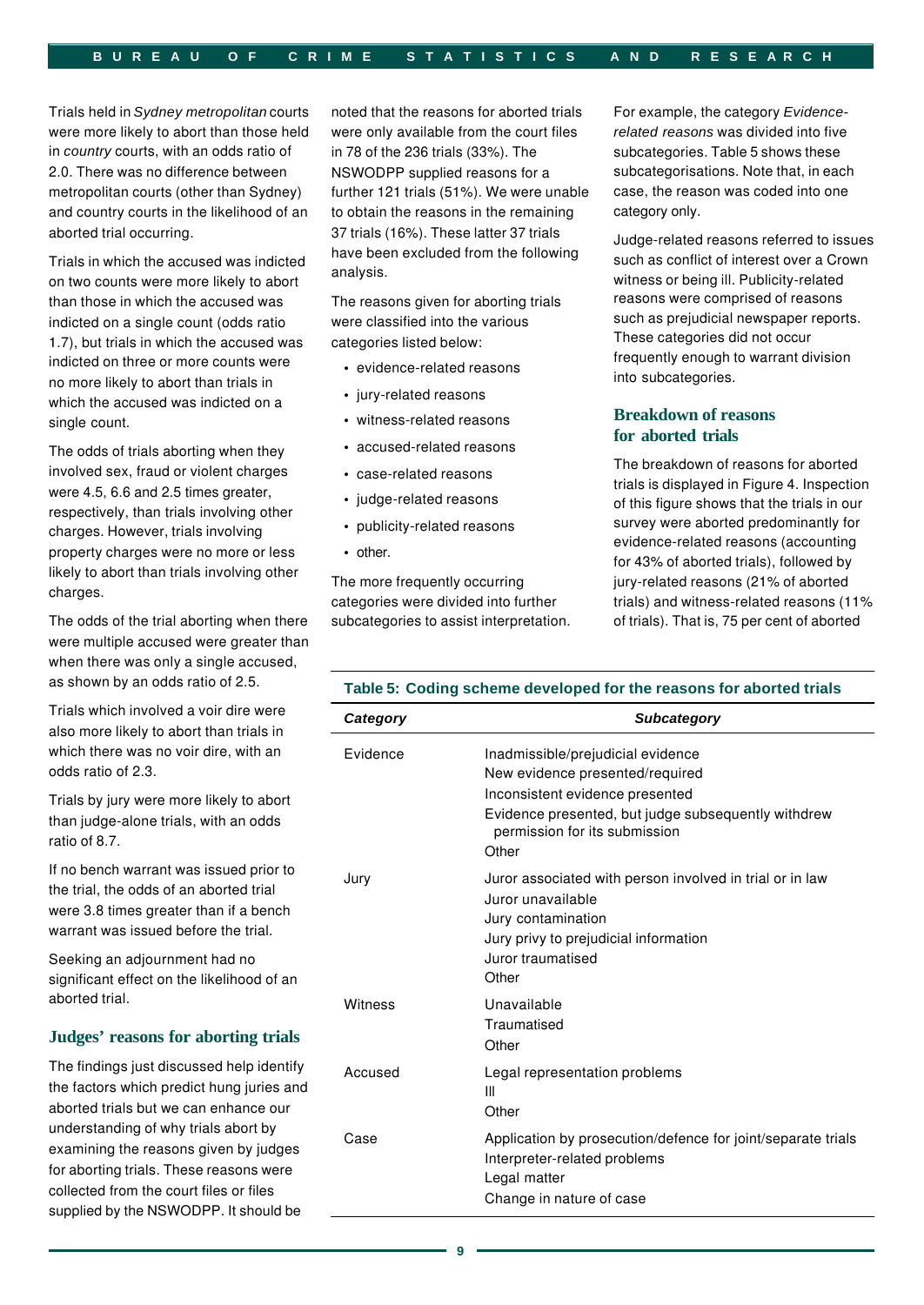Trials held in *Sydney metropolitan* courts were more likely to abort than those held in *country* courts, with an odds ratio of 2.0. There was no difference between metropolitan courts (other than Sydney) and country courts in the likelihood of an aborted trial occurring.

Trials in which the accused was indicted on two counts were more likely to abort than those in which the accused was indicted on a single count (odds ratio 1.7), but trials in which the accused was indicted on three or more counts were no more likely to abort than trials in which the accused was indicted on a single count.

The odds of trials aborting when they involved sex, fraud or violent charges were 4.5, 6.6 and 2.5 times greater, respectively, than trials involving other charges. However, trials involving property charges were no more or less likely to abort than trials involving other charges.

The odds of the trial aborting when there were multiple accused were greater than when there was only a single accused, as shown by an odds ratio of 2.5.

Trials which involved a voir dire were also more likely to abort than trials in which there was no voir dire, with an odds ratio of 2.3.

Trials by jury were more likely to abort than judge-alone trials, with an odds ratio of 8.7.

If no bench warrant was issued prior to the trial, the odds of an aborted trial were 3.8 times greater than if a bench warrant was issued before the trial.

Seeking an adjournment had no significant effect on the likelihood of an aborted trial.

## Judges' reasons for aborting trials

The findings just discussed help identify the factors which predict hung juries and aborted trials but we can enhance our understanding of why trials abort by examining the reasons given by judges for aborting trials. These reasons were collected from the court files or files supplied by the NSWODPP. It should be noted that the reasons for aborted trials were only available from the court files in 78 of the 236 trials (33%). The NSWODPP supplied reasons for a further 121 trials (51%). We were unable to obtain the reasons in the remaining 37 trials (16%). These latter 37 trials have been excluded from the following analysis.

The reasons given for aborting trials were classified into the various categories listed below:

- evidence-related reasons
- jury-related reasons
- witness-related reasons
- accused-related reasons
- case-related reasons
- judge-related reasons
- publicity-related reasons
- other.

The more frequently occurring categories were divided into further subcategories to assist interpretation. For example, the category *Evidence-related reasons* was divided into five subcategories. Table 5 shows these subcategorisations. Note that, in each case, the reason was coded into one category only.

Judge-related reasons referred to issues such as conflict of interest over a Crown witness or being ill. Publicity-related reasons were comprised of reasons such as prejudicial newspaper reports. These categories did not occur frequently enough to warrant division into subcategories.

## Breakdown of reasons for aborted trials

The breakdown of reasons for aborted trials is displayed in Figure 4. Inspection of this figure shows that the trials in our survey were aborted predominantly for evidence-related reasons (accounting for 43% of aborted trials), followed by jury-related reasons (21% of aborted trials) and witness-related reasons (11% of trials). That is, 75 per cent of aborted

**Table 5: Coding scheme developed for the reasons for aborted trials**

| *Category* | *Subcategory* |
|---|---|
| Evidence | Inadmissible/prejudicial evidence |
| | New evidence presented/required |
| | Inconsistent evidence presented |
| | Evidence presented, but judge subsequently withdrew permission for its submission |
| | Other |
| Jury | Juror associated with person involved in trial or in law |
| | Juror unavailable |
| | Jury contamination |
| | Jury privy to prejudicial information |
| | Juror traumatised |
| | Other |
| Witness | Unavailable |
| | Traumatised |
| | Other |
| Accused | Legal representation problems |
| | Ill |
| | Other |
| Case | Application by prosecution/defence for joint/separate trials |
| | Interpreter-related problems |
| | Legal matter |
| | Change in nature of case |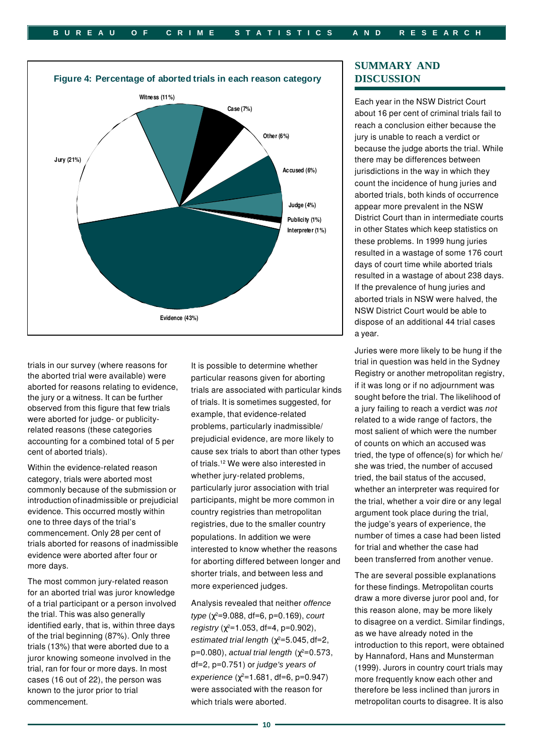**Figure 4: Percentage of aborted trials in each reason category**

Witness (11%)
Case (7%)
Other (6%)
Accused (6%)
Judge (4%)
Publicity (1%)
Interpreter (1%)
Evidence (43%)
Jury (21%)

trials in our survey (where reasons for the aborted trial were available) were aborted for reasons relating to evidence, the jury or a witness. It can be further observed from this figure that few trials were aborted for judge- or publicity-related reasons (these categories accounting for a combined total of 5 per cent of aborted trials).

Within the evidence-related reason category, trials were aborted most commonly because of the submission or introduction of inadmissible or prejudicial evidence. This occurred mostly within one to three days of the trial's commencement. Only 28 per cent of trials aborted for reasons of inadmissible evidence were aborted after four or more days.

The most common jury-related reason for an aborted trial was juror knowledge of a trial participant or a person involved the trial. This was also generally identified early, that is, within three days of the trial beginning (87%). Only three trials (13%) that were aborted due to a juror knowing someone involved in the trial, ran for four or more days. In most cases (16 out of 22), the person was known to the juror prior to trial commencement.

It is possible to determine whether particular reasons given for aborting trials are associated with particular kinds of trials. It is sometimes suggested, for example, that evidence-related problems, particularly inadmissible/ prejudicial evidence, are more likely to cause sex trials to abort than other types of trials.[12] We were also interested in whether jury-related problems, particularly juror association with trial participants, might be more common in country registries than metropolitan registries, due to the smaller country populations. In addition we were interested to know whether the reasons for aborting differed between longer and shorter trials, and between less and more experienced judges.

Analysis revealed that neither *offence type* ($\chi^2$=9.088, df=6, p=0.169), *court registry* ($\chi^2$=1.053, df=4, p=0.902), *estimated trial length* ($\chi^2$=5.045, df=2, p=0.080), *actual trial length* ($\chi^2$=0.573, df=2, p=0.751) or *judge's years of experience* ($\chi^2$=1.681, df=6, p=0.947) were associated with the reason for which trials were aborted.

## SUMMARY AND DISCUSSION

Each year in the NSW District Court about 16 per cent of criminal trials fail to reach a conclusion either because the jury is unable to reach a verdict or because the judge aborts the trial. While there may be differences between jurisdictions in the way in which they count the incidence of hung juries and aborted trials, both kinds of occurrence appear more prevalent in the NSW District Court than in intermediate courts in other States which keep statistics on these problems. In 1999 hung juries resulted in a wastage of some 176 court days of court time while aborted trials resulted in a wastage of about 238 days. If the prevalence of hung juries and aborted trials in NSW were halved, the NSW District Court would be able to dispose of an additional 44 trial cases a year.

Juries were more likely to be hung if the trial in question was held in the Sydney Registry or another metropolitan registry, if it was long or if no adjournment was sought before the trial. The likelihood of a jury failing to reach a verdict was *not* related to a wide range of factors, the most salient of which were the number of counts on which an accused was tried, the type of offence(s) for which he/ she was tried, the number of accused tried, the bail status of the accused, whether an interpreter was required for the trial, whether a voir dire or any legal argument took place during the trial, the judge's years of experience, the number of times a case had been listed for trial and whether the case had been transferred from another venue.

The are several possible explanations for these findings. Metropolitan courts draw a more diverse juror pool and, for this reason alone, may be more likely to disagree on a verdict. Similar findings, as we have already noted in the introduction to this report, were obtained by Hannaford, Hans and Munsterman (1999). Jurors in country court trials may more frequently know each other and therefore be less inclined than jurors in metropolitan courts to disagree. It is also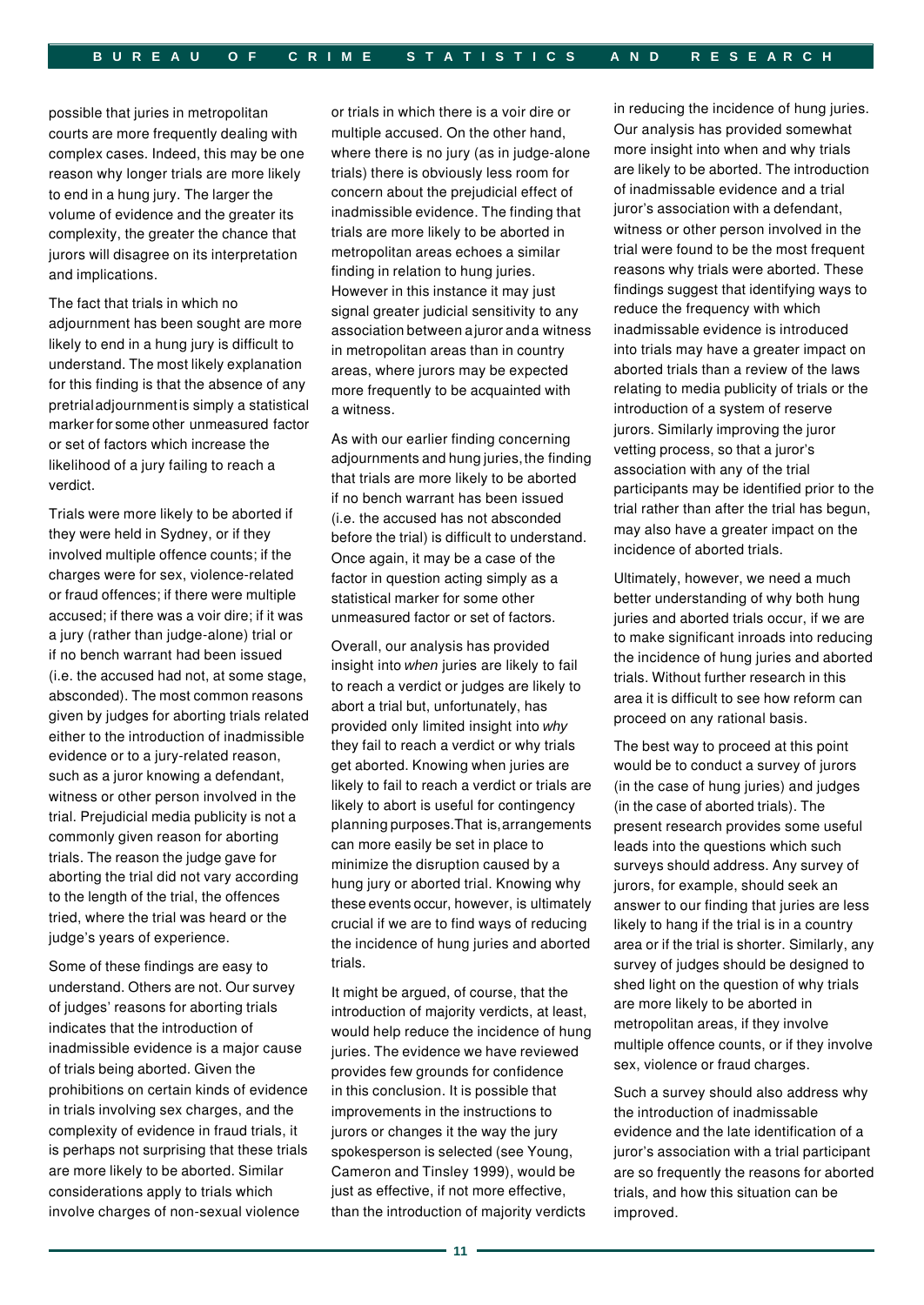possible that juries in metropolitan courts are more frequently dealing with complex cases. Indeed, this may be one reason why longer trials are more likely to end in a hung jury. The larger the volume of evidence and the greater its complexity, the greater the chance that jurors will disagree on its interpretation and implications.

The fact that trials in which no adjournment has been sought are more likely to end in a hung jury is difficult to understand. The most likely explanation for this finding is that the absence of any pretrial adjournment is simply a statistical marker for some other unmeasured factor or set of factors which increase the likelihood of a jury failing to reach a verdict.

Trials were more likely to be aborted if they were held in Sydney, or if they involved multiple offence counts; if the charges were for sex, violence-related or fraud offences; if there were multiple accused; if there was a voir dire; if it was a jury (rather than judge-alone) trial or if no bench warrant had been issued (i.e. the accused had not, at some stage, absconded). The most common reasons given by judges for aborting trials related either to the introduction of inadmissible evidence or to a jury-related reason, such as a juror knowing a defendant, witness or other person involved in the trial. Prejudicial media publicity is not a commonly given reason for aborting trials. The reason the judge gave for aborting the trial did not vary according to the length of the trial, the offences tried, where the trial was heard or the judge's years of experience.

Some of these findings are easy to understand. Others are not. Our survey of judges' reasons for aborting trials indicates that the introduction of inadmissible evidence is a major cause of trials being aborted. Given the prohibitions on certain kinds of evidence in trials involving sex charges, and the complexity of evidence in fraud trials, it is perhaps not surprising that these trials are more likely to be aborted. Similar considerations apply to trials which involve charges of non-sexual violence or trials in which there is a voir dire or multiple accused. On the other hand, where there is no jury (as in judge-alone trials) there is obviously less room for concern about the prejudicial effect of inadmissible evidence. The finding that trials are more likely to be aborted in metropolitan areas echoes a similar finding in relation to hung juries. However in this instance it may just signal greater judicial sensitivity to any association between a juror and a witness in metropolitan areas than in country areas, where jurors may be expected more frequently to be acquainted with a witness.

As with our earlier finding concerning adjournments and hung juries, the finding that trials are more likely to be aborted if no bench warrant has been issued (i.e. the accused has not absconded before the trial) is difficult to understand. Once again, it may be a case of the factor in question acting simply as a statistical marker for some other unmeasured factor or set of factors.

Overall, our analysis has provided insight into *when* juries are likely to fail to reach a verdict or judges are likely to abort a trial but, unfortunately, has provided only limited insight into *why* they fail to reach a verdict or why trials get aborted. Knowing when juries are likely to fail to reach a verdict or trials are likely to abort is useful for contingency planning purposes. That is, arrangements can more easily be set in place to minimize the disruption caused by a hung jury or aborted trial. Knowing why these events occur, however, is ultimately crucial if we are to find ways of reducing the incidence of hung juries and aborted trials.

It might be argued, of course, that the introduction of majority verdicts, at least, would help reduce the incidence of hung juries. The evidence we have reviewed provides few grounds for confidence in this conclusion. It is possible that improvements in the instructions to jurors or changes it the way the jury spokesperson is selected (see Young, Cameron and Tinsley 1999), would be just as effective, if not more effective, than the introduction of majority verdicts in reducing the incidence of hung juries. Our analysis has provided somewhat more insight into when and why trials are likely to be aborted. The introduction of inadmissable evidence and a trial juror's association with a defendant, witness or other person involved in the trial were found to be the most frequent reasons why trials were aborted. These findings suggest that identifying ways to reduce the frequency with which inadmissable evidence is introduced into trials may have a greater impact on aborted trials than a review of the laws relating to media publicity of trials or the introduction of a system of reserve jurors. Similarly improving the juror vetting process, so that a juror's association with any of the trial participants may be identified prior to the trial rather than after the trial has begun, may also have a greater impact on the incidence of aborted trials.

Ultimately, however, we need a much better understanding of why both hung juries and aborted trials occur, if we are to make significant inroads into reducing the incidence of hung juries and aborted trials. Without further research in this area it is difficult to see how reform can proceed on any rational basis.

The best way to proceed at this point would be to conduct a survey of jurors (in the case of hung juries) and judges (in the case of aborted trials). The present research provides some useful leads into the questions which such surveys should address. Any survey of jurors, for example, should seek an answer to our finding that juries are less likely to hang if the trial is in a country area or if the trial is shorter. Similarly, any survey of judges should be designed to shed light on the question of why trials are more likely to be aborted in metropolitan areas, if they involve multiple offence counts, or if they involve sex, violence or fraud charges.

Such a survey should also address why the introduction of inadmissable evidence and the late identification of a juror's association with a trial participant are so frequently the reasons for aborted trials, and how this situation can be improved.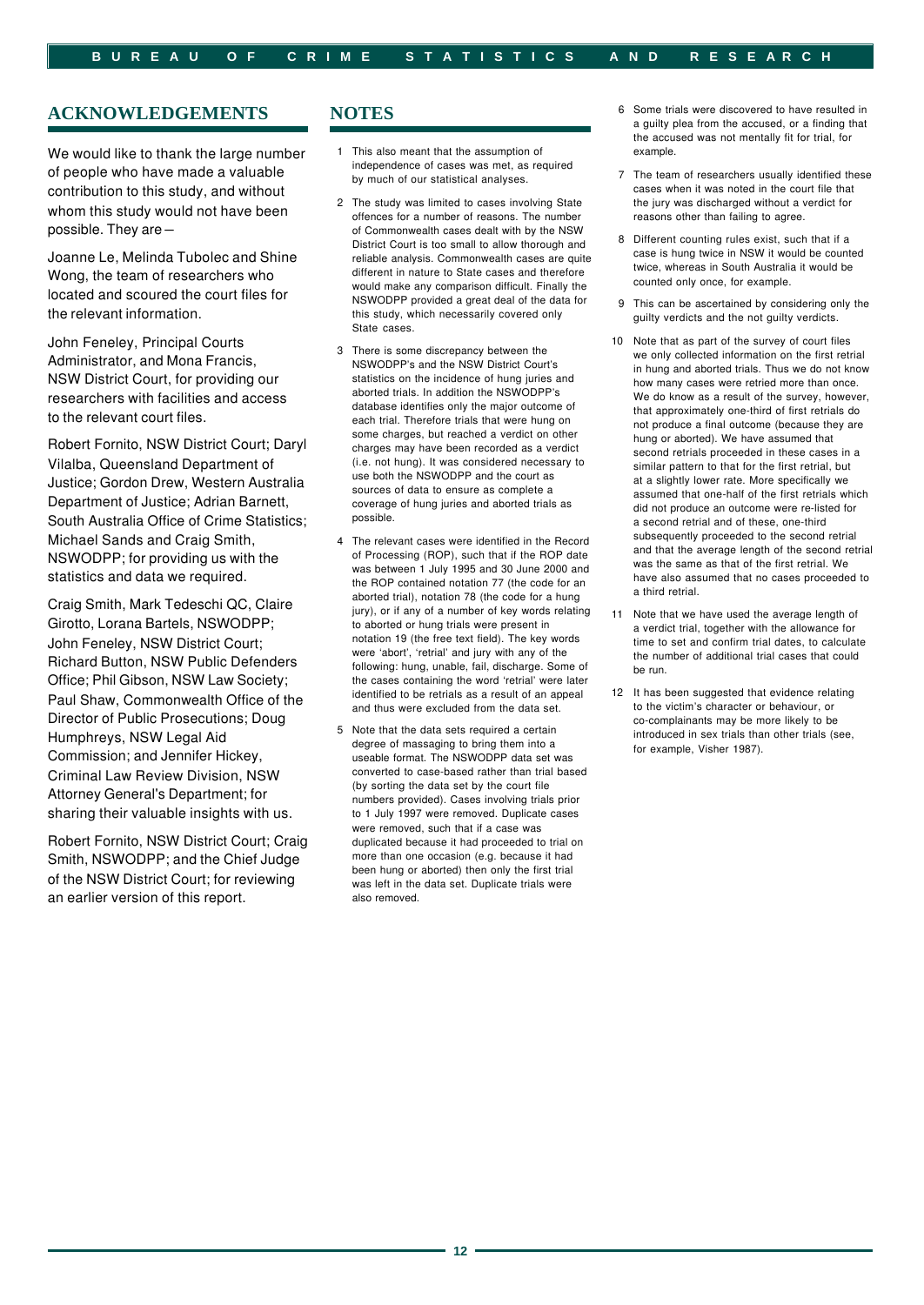## ACKNOWLEDGEMENTS

We would like to thank the large number of people who have made a valuable contribution to this study, and without whom this study would not have been possible. They are—

Joanne Le, Melinda Tubolec and Shine Wong, the team of researchers who located and scoured the court files for the relevant information.

John Feneley, Principal Courts Administrator, and Mona Francis, NSW District Court, for providing our researchers with facilities and access to the relevant court files.

Robert Fornito, NSW District Court; Daryl Vilalba, Queensland Department of Justice; Gordon Drew, Western Australia Department of Justice; Adrian Barnett, South Australia Office of Crime Statistics; Michael Sands and Craig Smith, NSWODPP; for providing us with the statistics and data we required.

Craig Smith, Mark Tedeschi QC, Claire Girotto, Lorana Bartels, NSWODPP; John Feneley, NSW District Court; Richard Button, NSW Public Defenders Office; Phil Gibson, NSW Law Society; Paul Shaw, Commonwealth Office of the Director of Public Prosecutions; Doug Humphreys, NSW Legal Aid Commission; and Jennifer Hickey, Criminal Law Review Division, NSW Attorney General's Department; for sharing their valuable insights with us.

Robert Fornito, NSW District Court; Craig Smith, NSWODPP; and the Chief Judge of the NSW District Court; for reviewing an earlier version of this report.

## NOTES

1. This also meant that the assumption of independence of cases was met, as required by much of our statistical analyses.
2. The study was limited to cases involving State offences for a number of reasons. The number of Commonwealth cases dealt with by the NSW District Court is too small to allow thorough and reliable analysis. Commonwealth cases are quite different in nature to State cases and therefore would make any comparison difficult. Finally the NSWODPP provided a great deal of the data for this study, which necessarily covered only State cases.
3. There is some discrepancy between the NSWODPP's and the NSW District Court's statistics on the incidence of hung juries and aborted trials. In addition the NSWODPP's database identifies only the major outcome of each trial. Therefore trials that were hung on some charges, but reached a verdict on other charges may have been recorded as a verdict (i.e. not hung). It was considered necessary to use both the NSWODPP and the court as sources of data to ensure as complete a coverage of hung juries and aborted trials as possible.
4. The relevant cases were identified in the Record of Processing (ROP), such that if the ROP date was between 1 July 1995 and 30 June 2000 and the ROP contained notation 77 (the code for an aborted trial), notation 78 (the code for a hung jury), or if any of a number of key words relating to aborted or hung trials were present in notation 19 (the free text field). The key words were 'abort', 'retrial' and jury with any of the following: hung, unable, fail, discharge. Some of the cases containing the word 'retrial' were later identified to be retrials as a result of an appeal and thus were excluded from the data set.
5. Note that the data sets required a certain degree of massaging to bring them into a useable format. The NSWODPP data set was converted to case-based rather than trial based (by sorting the data set by the court file numbers provided). Cases involving trials prior to 1 July 1997 were removed. Duplicate cases were removed, such that if a case was duplicated because it had proceeded to trial on more than one occasion (e.g. because it had been hung or aborted) then only the first trial was left in the data set. Duplicate trials were also removed.
6. Some trials were discovered to have resulted in a guilty plea from the accused, or a finding that the accused was not mentally fit for trial, for example.
7. The team of researchers usually identified these cases when it was noted in the court file that the jury was discharged without a verdict for reasons other than failing to agree.
8. Different counting rules exist, such that if a case is hung twice in NSW it would be counted twice, whereas in South Australia it would be counted only once, for example.
9. This can be ascertained by considering only the guilty verdicts and the not guilty verdicts.
10. Note that as part of the survey of court files we only collected information on the first retrial in hung and aborted trials. Thus we do not know how many cases were retried more than once. We do know as a result of the survey, however, that approximately one-third of first retrials do not produce a final outcome (because they are hung or aborted). We have assumed that second retrials proceeded in these cases in a similar pattern to that for the first retrial, but at a slightly lower rate. More specifically we assumed that one-half of the first retrials which did not produce an outcome were re-listed for a second retrial and of these, one-third subsequently proceeded to the second retrial and that the average length of the second retrial was the same as that of the first retrial. We have also assumed that no cases proceeded to a third retrial.
11. Note that we have used the average length of a verdict trial, together with the allowance for time to set and confirm trial dates, to calculate the number of additional trial cases that could be run.
12. It has been suggested that evidence relating to the victim's character or behaviour, or co-complainants may be more likely to be introduced in sex trials than other trials (see, for example, Visher 1987).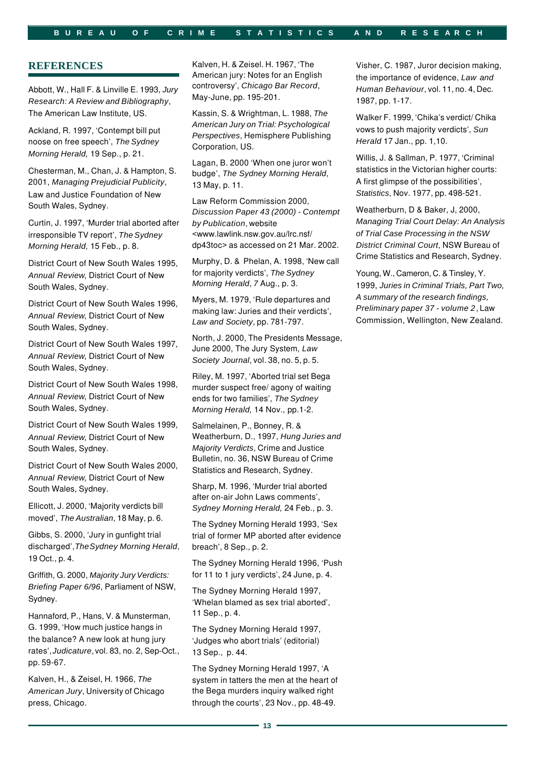## REFERENCES

Abbott, W., Hall F. & Linville E. 1993, *Jury Research: A Review and Bibliography*, The American Law Institute, US.

Ackland, R. 1997, 'Contempt bill put noose on free speech', *The Sydney Morning Herald,* 19 Sep., p. 21.

Chesterman, M., Chan, J. & Hampton, S. 2001, *Managing Prejudicial Publicity*, Law and Justice Foundation of New South Wales, Sydney.

Curtin, J. 1997, 'Murder trial aborted after irresponsible TV report', *The Sydney Morning Herald,* 15 Feb., p. 8.

District Court of New South Wales 1995, *Annual Review*, District Court of New South Wales, Sydney.

District Court of New South Wales 1996, *Annual Review*, District Court of New South Wales, Sydney.

District Court of New South Wales 1997, *Annual Review*, District Court of New South Wales, Sydney.

District Court of New South Wales 1998, *Annual Review*, District Court of New South Wales, Sydney.

District Court of New South Wales 1999, *Annual Review*, District Court of New South Wales, Sydney.

District Court of New South Wales 2000, *Annual Review*, District Court of New South Wales, Sydney.

Ellicott, J. 2000, 'Majority verdicts bill moved', *The Australian*, 18 May, p. 6.

Gibbs, S. 2000, 'Jury in gunfight trial discharged', *The Sydney Morning Herald*, 19 Oct., p. 4.

Griffith, G. 2000, *Majority Jury Verdicts: Briefing Paper 6/96*, Parliament of NSW, Sydney.

Hannaford, P., Hans, V. & Munsterman, G. 1999, 'How much justice hangs in the balance? A new look at hung jury rates', *Judicature*, vol. 83, no. 2, Sep-Oct., pp. 59-67.

Kalven, H., & Zeisel, H. 1966, *The American Jury*, University of Chicago press, Chicago.

Kalven, H. & Zeisel. H. 1967, 'The American jury: Notes for an English controversy', *Chicago Bar Record*, May-June, pp. 195-201.

Kassin, S. & Wrightman, L. 1988, *The American Jury on Trial: Psychological Perspectives*, Hemisphere Publishing Corporation, US.

Lagan, B. 2000 'When one juror won't budge', *The Sydney Morning Herald*, 13 May, p. 11.

Law Reform Commission 2000, *Discussion Paper 43 (2000) - Contempt by Publication*, website <www.lawlink.nsw.gov.au/lrc.nsf/dp43toc> as accessed on 21 Mar. 2002.

Murphy, D. & Phelan, A. 1998, 'New call for majority verdicts', *The Sydney Morning Herald*, 7 Aug., p. 3.

Myers, M. 1979, 'Rule departures and making law: Juries and their verdicts', *Law and Society*, pp. 781-797.

North, J. 2000, The Presidents Message, June 2000, The Jury System, *Law Society Journal*, vol. 38, no. 5, p. 5.

Riley, M. 1997, 'Aborted trial set Bega murder suspect free/ agony of waiting ends for two families', *The Sydney Morning Herald,* 14 Nov., pp.1-2.

Salmelainen, P., Bonney, R. & Weatherburn, D., 1997, *Hung Juries and Majority Verdicts*, Crime and Justice Bulletin, no. 36, NSW Bureau of Crime Statistics and Research, Sydney.

Sharp, M. 1996, 'Murder trial aborted after on-air John Laws comments', *Sydney Morning Herald,* 24 Feb., p. 3.

The Sydney Morning Herald 1993, 'Sex trial of former MP aborted after evidence breach', 8 Sep., p. 2.

The Sydney Morning Herald 1996, 'Push for 11 to 1 jury verdicts', 24 June, p. 4.

The Sydney Morning Herald 1997, 'Whelan blamed as sex trial aborted', 11 Sep., p. 4.

The Sydney Morning Herald 1997, 'Judges who abort trials' (editorial) 13 Sep., p. 44.

The Sydney Morning Herald 1997, 'A system in tatters the men at the heart of the Bega murders inquiry walked right through the courts', 23 Nov., pp. 48-49.

Visher, C. 1987, Juror decision making, the importance of evidence, *Law and Human Behaviour*, vol. 11, no. 4, Dec. 1987, pp. 1-17.

Walker F. 1999, 'Chika's verdict/ Chika vows to push majority verdicts', *Sun Herald* 17 Jan., pp. 1,10.

Willis, J. & Sallman, P. 1977, 'Criminal statistics in the Victorian higher courts: A first glimpse of the possibilities', *Statistics*, Nov. 1977, pp. 498-521.

Weatherburn, D & Baker, J, 2000, *Managing Trial Court Delay: An Analysis of Trial Case Processing in the NSW District Criminal Court*, NSW Bureau of Crime Statistics and Research, Sydney.

Young, W., Cameron, C. & Tinsley, Y. 1999, *Juries in Criminal Trials, Part Two, A summary of the research findings, Preliminary paper 37 - volume 2*, Law Commission, Wellington, New Zealand.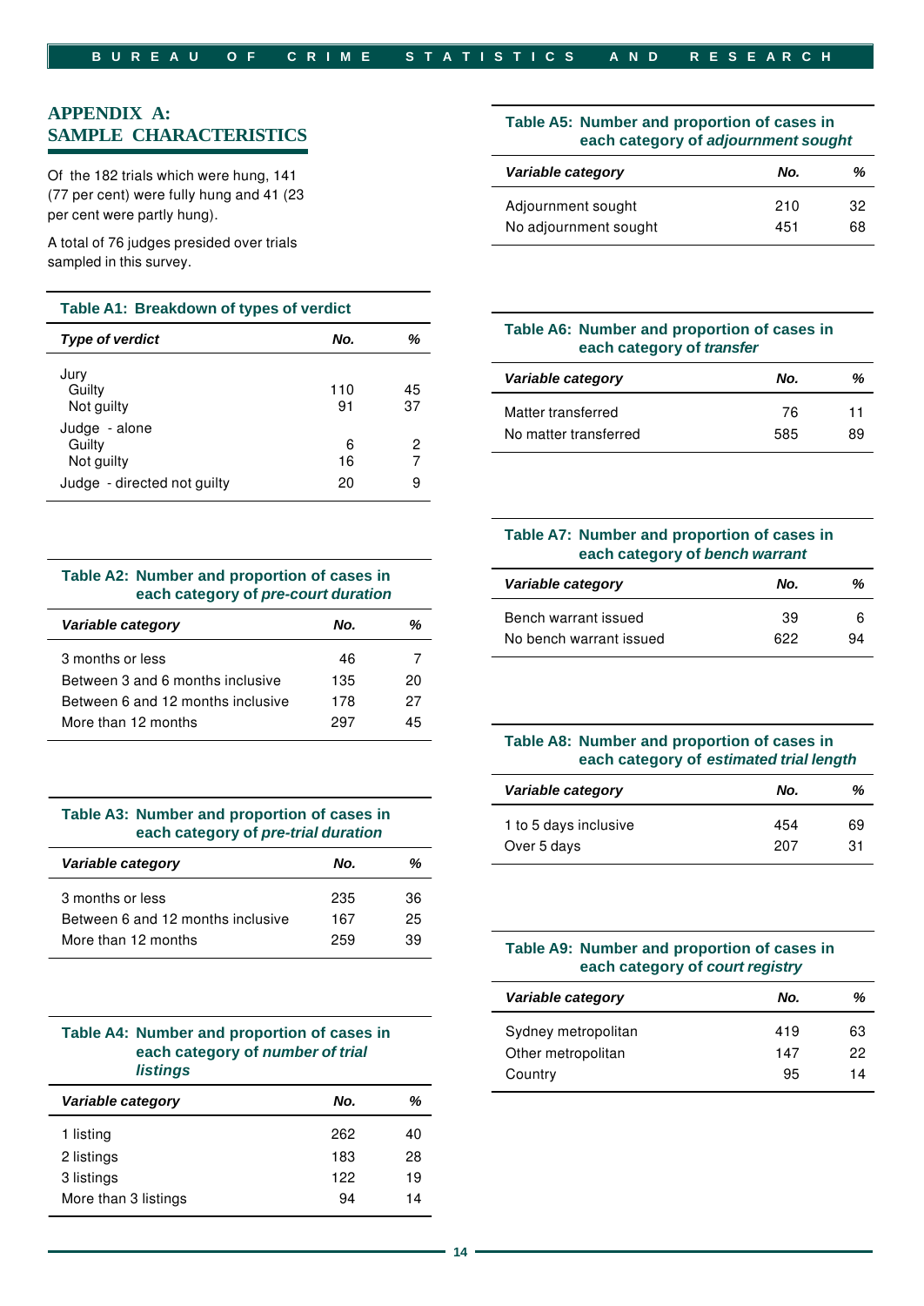## APPENDIX A: SAMPLE CHARACTERISTICS

Of the 182 trials which were hung, 141 (77 per cent) were fully hung and 41 (23 per cent were partly hung).

A total of 76 judges presided over trials sampled in this survey.

**Table A1: Breakdown of types of verdict**

| *Type of verdict* | *No.* | *%* |
|---|---|---|
| Jury | | |
| Guilty | 110 | 45 |
| Not guilty | 91 | 37 |
| Judge - alone | | |
| Guilty | 6 | 2 |
| Not guilty | 16 | 7 |
| Judge - directed not guilty | 20 | 9 |

**Table A2: Number and proportion of cases in each category of *pre-court duration***

| *Variable category* | *No.* | *%* |
|---|---|---|
| 3 months or less | 46 | 7 |
| Between 3 and 6 months inclusive | 135 | 20 |
| Between 6 and 12 months inclusive | 178 | 27 |
| More than 12 months | 297 | 45 |

**Table A3: Number and proportion of cases in each category of *pre-trial duration***

| *Variable category* | *No.* | *%* |
|---|---|---|
| 3 months or less | 235 | 36 |
| Between 6 and 12 months inclusive | 167 | 25 |
| More than 12 months | 259 | 39 |

**Table A4: Number and proportion of cases in each category of *number of trial listings***

| *Variable category* | *No.* | *%* |
|---|---|---|
| 1 listing | 262 | 40 |
| 2 listings | 183 | 28 |
| 3 listings | 122 | 19 |
| More than 3 listings | 94 | 14 |

**Table A5: Number and proportion of cases in each category of *adjournment sought***

| *Variable category* | *No.* | *%* |
|---|---|---|
| Adjournment sought | 210 | 32 |
| No adjournment sought | 451 | 68 |

**Table A6: Number and proportion of cases in each category of *transfer***

| *Variable category* | *No.* | *%* |
|---|---|---|
| Matter transferred | 76 | 11 |
| No matter transferred | 585 | 89 |

**Table A7: Number and proportion of cases in each category of *bench warrant***

| *Variable category* | *No.* | *%* |
|---|---|---|
| Bench warrant issued | 39 | 6 |
| No bench warrant issued | 622 | 94 |

**Table A8: Number and proportion of cases in each category of *estimated trial length***

| *Variable category* | *No.* | *%* |
|---|---|---|
| 1 to 5 days inclusive | 454 | 69 |
| Over 5 days | 207 | 31 |

**Table A9: Number and proportion of cases in each category of *court registry***

| *Variable category* | *No.* | *%* |
|---|---|---|
| Sydney metropolitan | 419 | 63 |
| Other metropolitan | 147 | 22 |
| Country | 95 | 14 |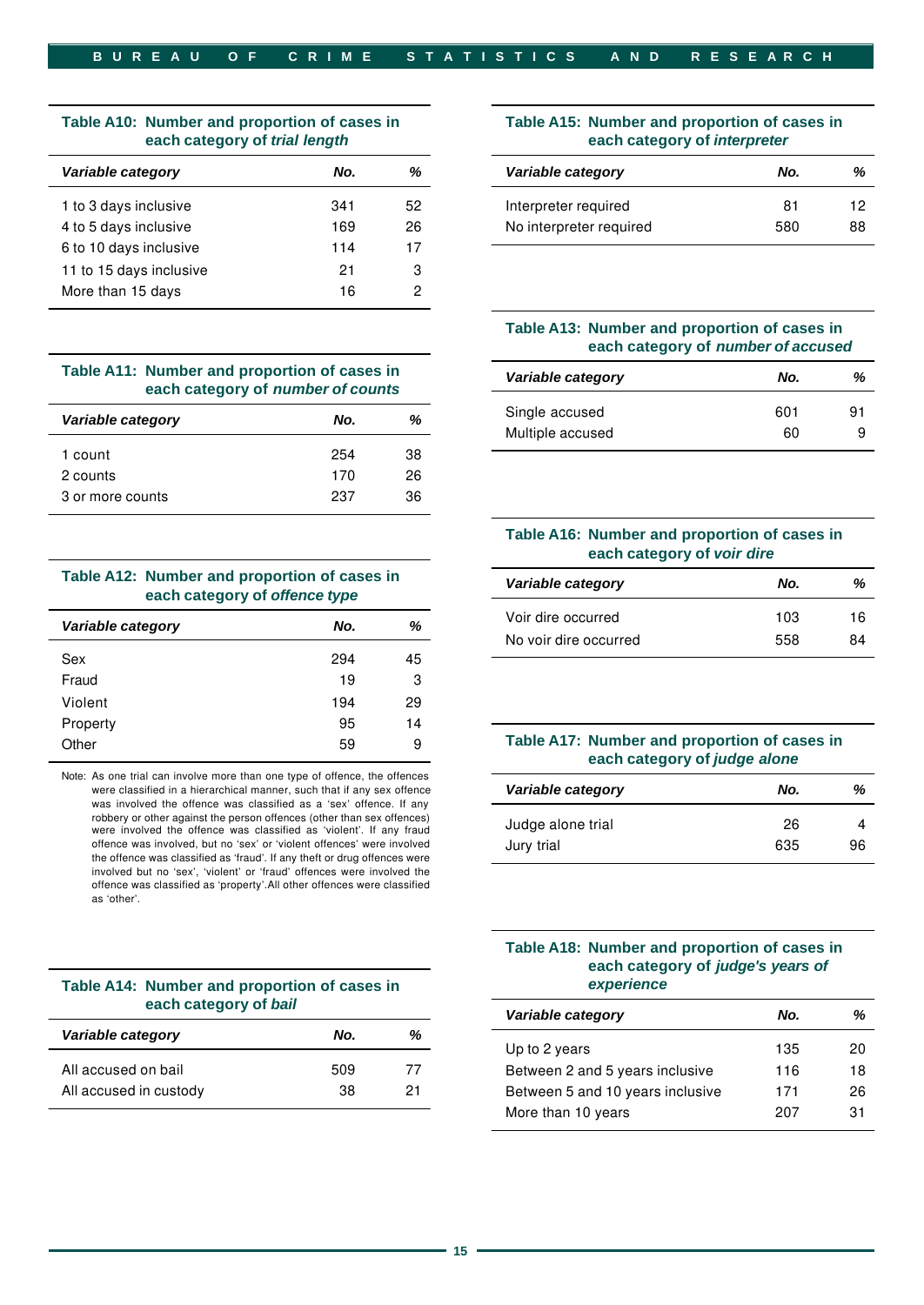**Table A10: Number and proportion of cases in each category of *trial length***

| *Variable category* | *No.* | *%* |
|---|---|---|
| 1 to 3 days inclusive | 341 | 52 |
| 4 to 5 days inclusive | 169 | 26 |
| 6 to 10 days inclusive | 114 | 17 |
| 11 to 15 days inclusive | 21 | 3 |
| More than 15 days | 16 | 2 |

**Table A11: Number and proportion of cases in each category of *number of counts***

| *Variable category* | *No.* | *%* |
|---|---|---|
| 1 count | 254 | 38 |
| 2 counts | 170 | 26 |
| 3 or more counts | 237 | 36 |

**Table A12: Number and proportion of cases in each category of *offence type***

| *Variable category* | *No.* | *%* |
|---|---|---|
| Sex | 294 | 45 |
| Fraud | 19 | 3 |
| Violent | 194 | 29 |
| Property | 95 | 14 |
| Other | 59 | 9 |

Note: As one trial can involve more than one type of offence, the offences were classified in a hierarchical manner, such that if any sex offence was involved the offence was classified as a 'sex' offence. If any robbery or other against the person offences (other than sex offences) were involved the offence was classified as 'violent'. If any fraud offence was involved, but no 'sex' or 'violent offences' were involved the offence was classified as 'fraud'. If any theft or drug offences were involved but no 'sex', 'violent' or 'fraud' offences were involved the offence was classified as 'property'.All other offences were classified as 'other'.

**Table A14: Number and proportion of cases in each category of *bail***

| *Variable category* | *No.* | *%* |
|---|---|---|
| All accused on bail | 509 | 77 |
| All accused in custody | 38 | 21 |

**Table A15: Number and proportion of cases in each category of *interpreter***

| *Variable category* | *No.* | *%* |
|---|---|---|
| Interpreter required | 81 | 12 |
| No interpreter required | 580 | 88 |

**Table A13: Number and proportion of cases in each category of *number of accused***

| *Variable category* | *No.* | *%* |
|---|---|---|
| Single accused | 601 | 91 |
| Multiple accused | 60 | 9 |

**Table A16: Number and proportion of cases in each category of *voir dire***

| *Variable category* | *No.* | *%* |
|---|---|---|
| Voir dire occurred | 103 | 16 |
| No voir dire occurred | 558 | 84 |

**Table A17: Number and proportion of cases in each category of *judge alone***

| *Variable category* | *No.* | *%* |
|---|---|---|
| Judge alone trial | 26 | 4 |
| Jury trial | 635 | 96 |

**Table A18: Number and proportion of cases in each category of *judge's years of experience***

| *Variable category* | *No.* | *%* |
|---|---|---|
| Up to 2 years | 135 | 20 |
| Between 2 and 5 years inclusive | 116 | 18 |
| Between 5 and 10 years inclusive | 171 | 26 |
| More than 10 years | 207 | 31 |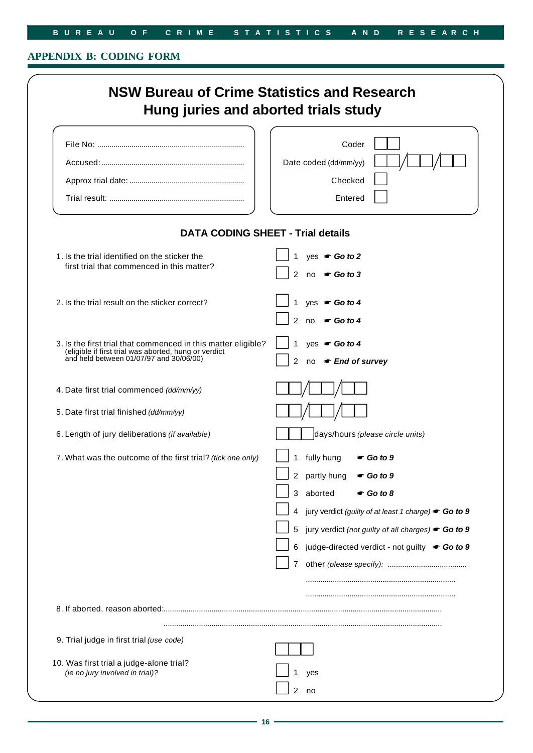## APPENDIX B: CODING FORM

# NSW Bureau of Crime Statistics and Research
# Hung juries and aborted trials study

File No: ........................................................................

Accused: ........................................................................

Approx trial date: ........................................................

Trial result: ..................................................................

Coder ☐☐

Date coded (dd/mm/yy) ☐☐/☐☐/☐☐

Checked ☐

Entered ☐

### DATA CODING SHEET - Trial details

1. Is the trial identified on the sticker the first trial that commenced in this matter?
   - ☐ 1 yes ☛ **Go to 2**
   - ☐ 2 no ☛ **Go to 3**

2. Is the trial result on the sticker correct?
   - ☐ 1 yes ☛ **Go to 4**
   - ☐ 2 no ☛ **Go to 4**

3. Is the first trial that commenced in this matter eligible? (eligible if first trial was aborted, hung or verdict and held between 01/07/97 and 30/06/00)
   - ☐ 1 yes ☛ **Go to 4**
   - ☐ 2 no ☛ **End of survey**

4. Date first trial commenced *(dd/mm/yy)* ☐☐/☐☐/☐☐

5. Date first trial finished *(dd/mm/yy)* ☐☐/☐☐/☐☐

6. Length of jury deliberations *(if available)* ☐☐ days/hours *(please circle units)*

7. What was the outcome of the first trial? *(tick one only)*
   - ☐ 1 fully hung ☛ **Go to 9**
   - ☐ 2 partly hung ☛ **Go to 9**
   - ☐ 3 aborted ☛ **Go to 8**
   - ☐ 4 jury verdict *(guilty of at least 1 charge)* ☛ **Go to 9**
   - ☐ 5 jury verdict *(not guilty of all charges)* ☛ **Go to 9**
   - ☐ 6 judge-directed verdict - not guilty ☛ **Go to 9**
   - ☐ 7 other *(please specify)*: ......................................

     ........................................................................

     ........................................................................

8. If aborted, reason aborted: ..................................................................................................................................

   ..................................................................................................................................

9. Trial judge in first trial *(use code)* ☐☐☐

10. Was first trial a judge-alone trial? *(ie no jury involved in trial)?*
    - ☐ 1 yes
    - ☐ 2 no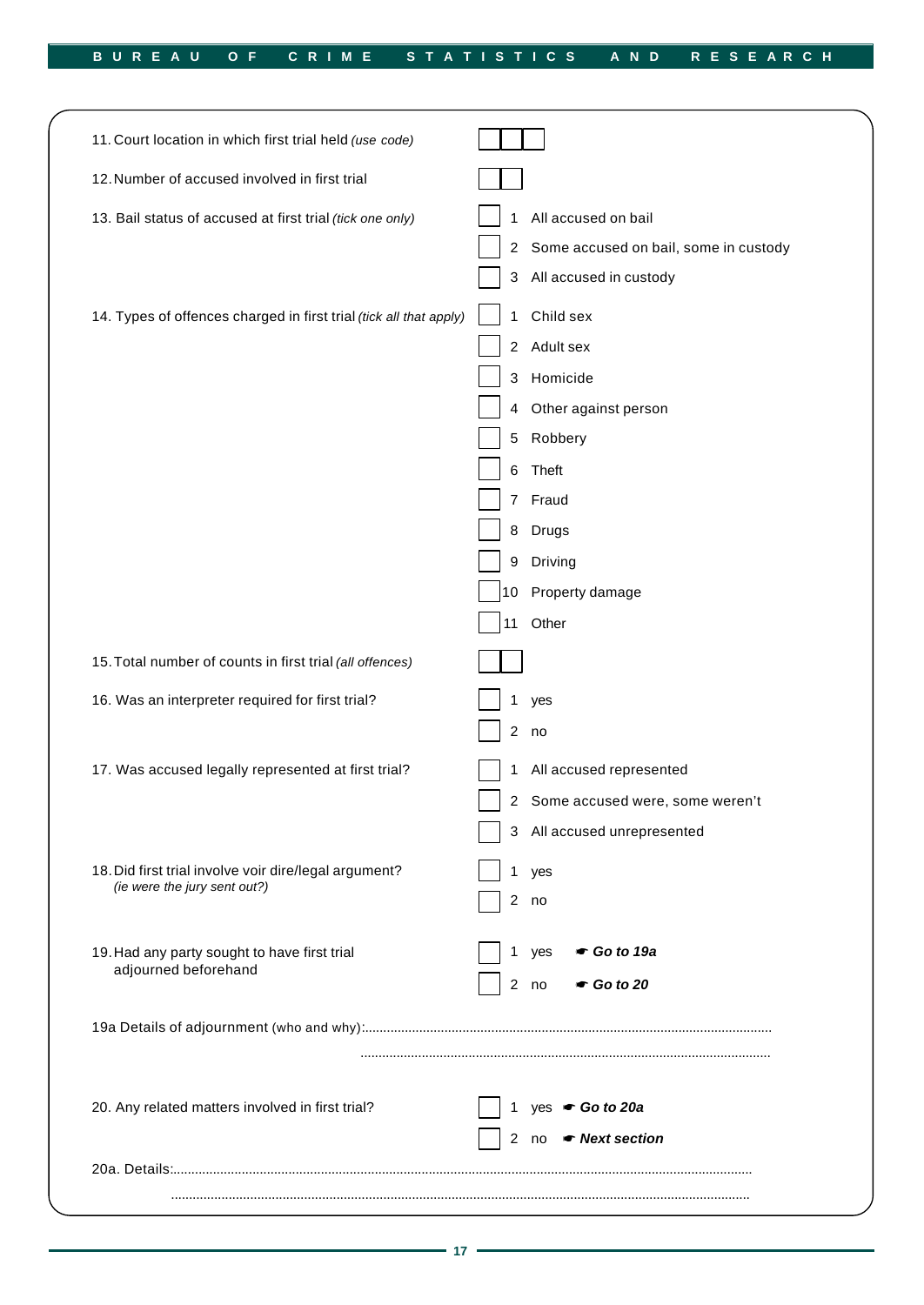11. Court location in which first trial held *(use code)* ☐☐☐

12. Number of accused involved in first trial ☐☐

13. Bail status of accused at first trial *(tick one only)*

- ☐ 1 All accused on bail
- ☐ 2 Some accused on bail, some in custody
- ☐ 3 All accused in custody

14. Types of offences charged in first trial *(tick all that apply)*

- ☐ 1 Child sex
- ☐ 2 Adult sex
- ☐ 3 Homicide
- ☐ 4 Other against person
- ☐ 5 Robbery
- ☐ 6 Theft
- ☐ 7 Fraud
- ☐ 8 Drugs
- ☐ 9 Driving
- ☐ 10 Property damage
- ☐ 11 Other

15. Total number of counts in first trial *(all offences)* ☐☐

16. Was an interpreter required for first trial?

- ☐ 1 yes
- ☐ 2 no

17. Was accused legally represented at first trial?

- ☐ 1 All accused represented
- ☐ 2 Some accused were, some weren't
- ☐ 3 All accused unrepresented

18. Did first trial involve voir dire/legal argument? *(ie were the jury sent out?)*

- ☐ 1 yes
- ☐ 2 no

19. Had any party sought to have first trial adjourned beforehand

- ☐ 1 yes ☛ ***Go to 19a***
- ☐ 2 no ☛ ***Go to 20***

19a Details of adjournment (who and why):.......................................................................................................

.......................................................................................................

20. Any related matters involved in first trial?

- ☐ 1 yes ☛ ***Go to 20a***
- ☐ 2 no ☛ ***Next section***

20a. Details:.......................................................................................................

.......................................................................................................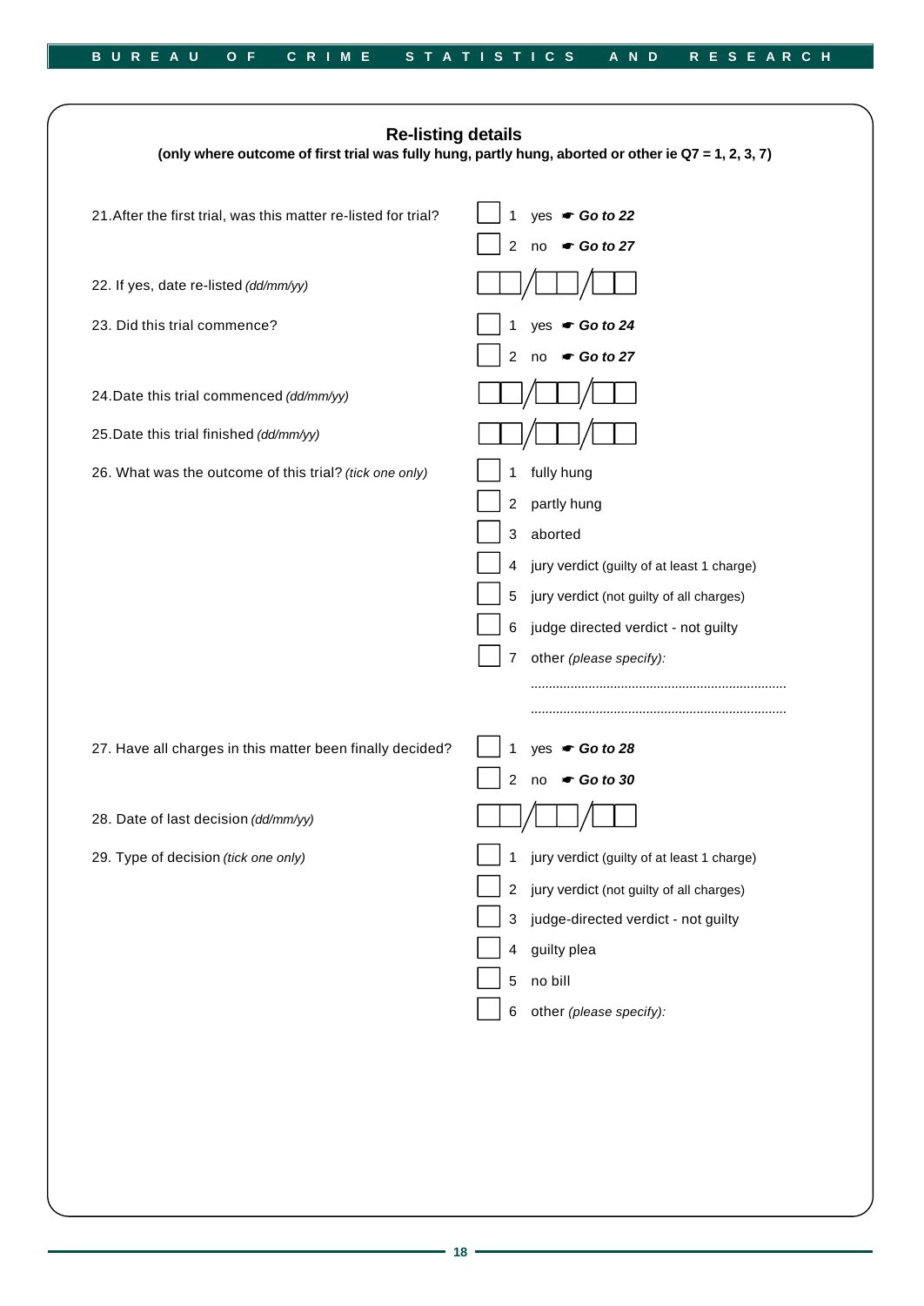## Re-listing details

**(only where outcome of first trial was fully hung, partly hung, aborted or other ie Q7 = 1, 2, 3, 7)**

21. After the first trial, was this matter re-listed for trial?

- ☐ 1 yes ☛ ***Go to 22***
- ☐ 2 no ☛ ***Go to 27***

22. If yes, date re-listed *(dd/mm/yy)*

☐☐/☐☐/☐☐

23. Did this trial commence?

- ☐ 1 yes ☛ ***Go to 24***
- ☐ 2 no ☛ ***Go to 27***

24. Date this trial commenced *(dd/mm/yy)*

☐☐/☐☐/☐☐

25. Date this trial finished *(dd/mm/yy)*

☐☐/☐☐/☐☐

26. What was the outcome of this trial? *(tick one only)*

- ☐ 1 fully hung
- ☐ 2 partly hung
- ☐ 3 aborted
- ☐ 4 jury verdict (guilty of at least 1 charge)
- ☐ 5 jury verdict (not guilty of all charges)
- ☐ 6 judge directed verdict - not guilty
- ☐ 7 other *(please specify):*

.....................................................................

.....................................................................

27. Have all charges in this matter been finally decided?

- ☐ 1 yes ☛ ***Go to 28***
- ☐ 2 no ☛ ***Go to 30***

28. Date of last decision *(dd/mm/yy)*

☐☐/☐☐/☐☐

29. Type of decision *(tick one only)*

- ☐ 1 jury verdict (guilty of at least 1 charge)
- ☐ 2 jury verdict (not guilty of all charges)
- ☐ 3 judge-directed verdict - not guilty
- ☐ 4 guilty plea
- ☐ 5 no bill
- ☐ 6 other *(please specify):*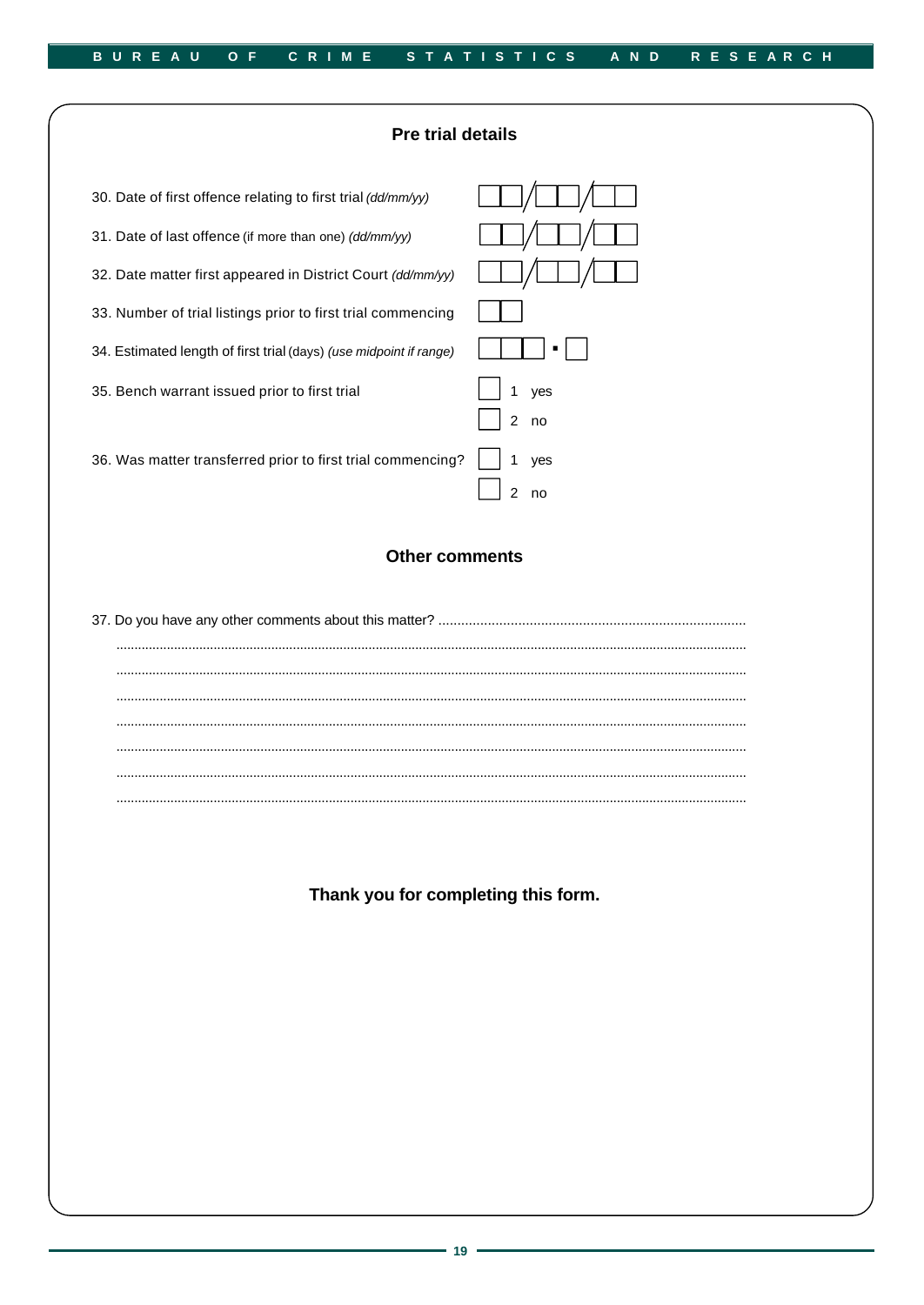## Pre trial details

30. Date of first offence relating to first trial *(dd/mm/yy)* ☐☐/☐☐/☐☐

31. Date of last offence (if more than one) *(dd/mm/yy)* ☐☐/☐☐/☐☐

32. Date matter first appeared in District Court *(dd/mm/yy)* ☐☐/☐☐/☐☐

33. Number of trial listings prior to first trial commencing ☐☐

34. Estimated length of first trial (days) *(use midpoint if range)* ☐☐☐.☐

35. Bench warrant issued prior to first trial

- ☐ 1 yes
- ☐ 2 no

36. Was matter transferred prior to first trial commencing?

- ☐ 1 yes
- ☐ 2 no

## Other comments

37. Do you have any other comments about this matter? ...............................................................................

..........................................................................................................................................................

..........................................................................................................................................................

..........................................................................................................................................................

..........................................................................................................................................................

..........................................................................................................................................................

..........................................................................................................................................................

..........................................................................................................................................................

**Thank you for completing this form.**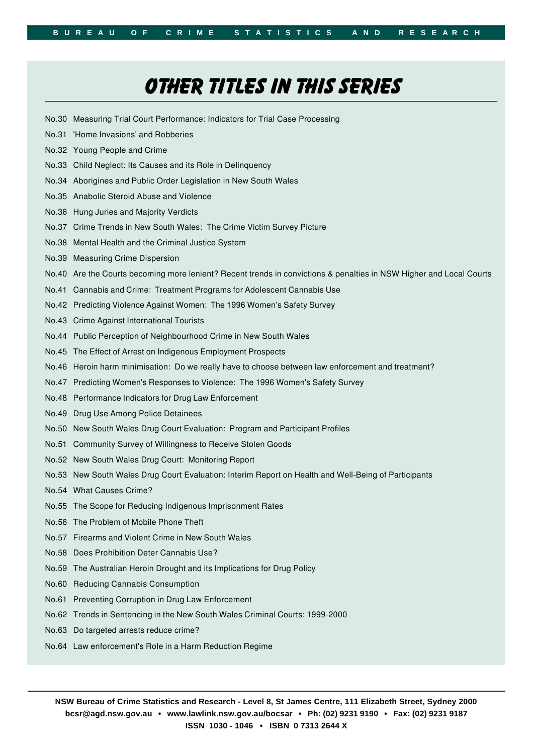# OTHER TITLES IN THIS SERIES

No.30 Measuring Trial Court Performance: Indicators for Trial Case Processing

No.31 'Home Invasions' and Robberies

No.32 Young People and Crime

No.33 Child Neglect: Its Causes and its Role in Delinquency

No.34 Aborigines and Public Order Legislation in New South Wales

No.35 Anabolic Steroid Abuse and Violence

No.36 Hung Juries and Majority Verdicts

No.37 Crime Trends in New South Wales: The Crime Victim Survey Picture

No.38 Mental Health and the Criminal Justice System

No.39 Measuring Crime Dispersion

No.40 Are the Courts becoming more lenient? Recent trends in convictions & penalties in NSW Higher and Local Courts

No.41 Cannabis and Crime: Treatment Programs for Adolescent Cannabis Use

No.42 Predicting Violence Against Women: The 1996 Women's Safety Survey

No.43 Crime Against International Tourists

No.44 Public Perception of Neighbourhood Crime in New South Wales

No.45 The Effect of Arrest on Indigenous Employment Prospects

No.46 Heroin harm minimisation: Do we really have to choose between law enforcement and treatment?

No.47 Predicting Women's Responses to Violence: The 1996 Women's Safety Survey

No.48 Performance Indicators for Drug Law Enforcement

No.49 Drug Use Among Police Detainees

No.50 New South Wales Drug Court Evaluation: Program and Participant Profiles

No.51 Community Survey of Willingness to Receive Stolen Goods

No.52 New South Wales Drug Court: Monitoring Report

No.53 New South Wales Drug Court Evaluation: Interim Report on Health and Well-Being of Participants

No.54 What Causes Crime?

No.55 The Scope for Reducing Indigenous Imprisonment Rates

No.56 The Problem of Mobile Phone Theft

No.57 Firearms and Violent Crime in New South Wales

No.58 Does Prohibition Deter Cannabis Use?

No.59 The Australian Heroin Drought and its Implications for Drug Policy

No.60 Reducing Cannabis Consumption

No.61 Preventing Corruption in Drug Law Enforcement

No.62 Trends in Sentencing in the New South Wales Criminal Courts: 1999-2000

No.63 Do targeted arrests reduce crime?

No.64 Law enforcement's Role in a Harm Reduction Regime

**NSW Bureau of Crime Statistics and Research - Level 8, St James Centre, 111 Elizabeth Street, Sydney 2000**
**bcsr@agd.nsw.gov.au • www.lawlink.nsw.gov.au/bocsar • Ph: (02) 9231 9190 • Fax: (02) 9231 9187**
**ISSN 1030 - 1046 • ISBN 0 7313 2644 X**